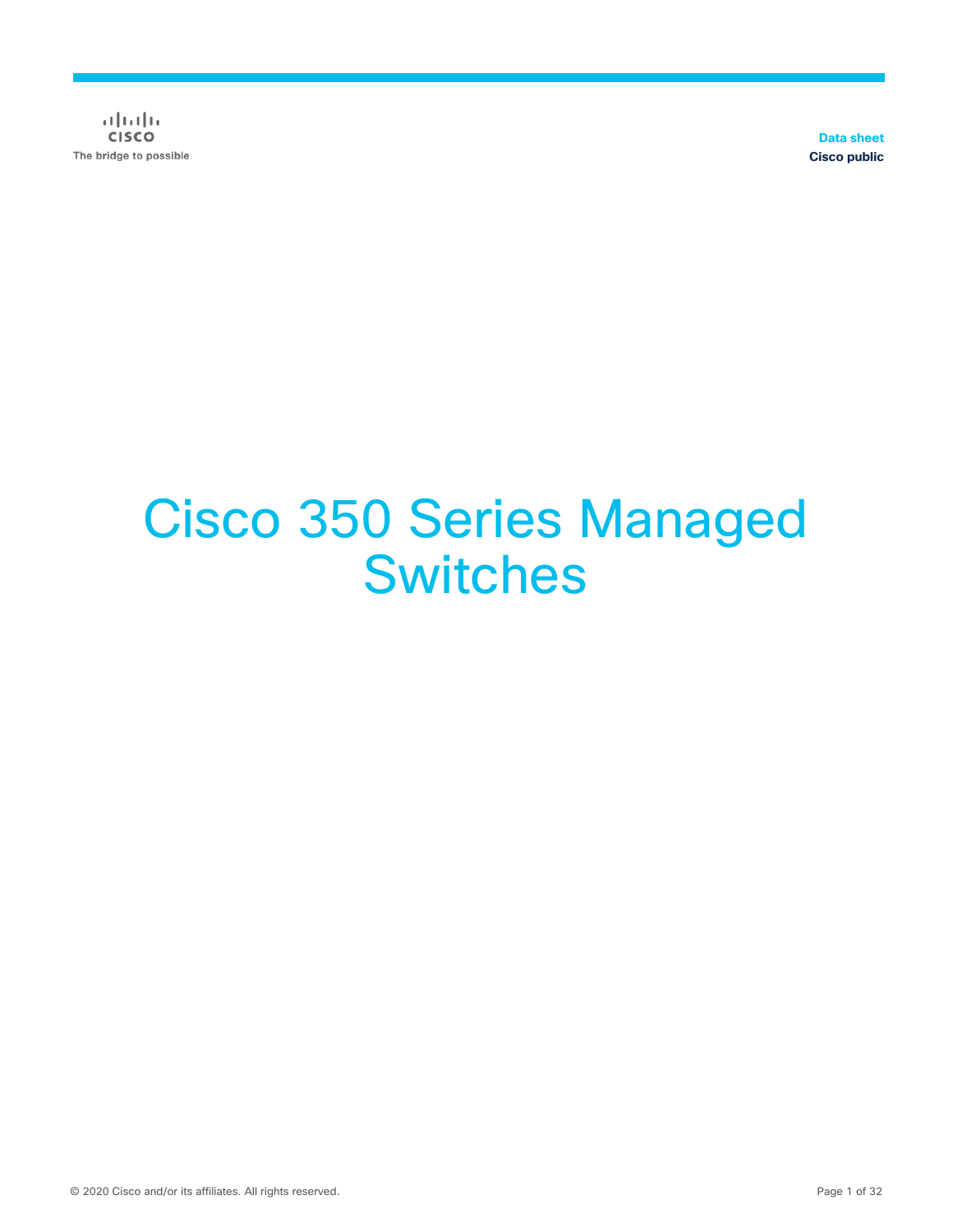Data sheet
Cisco public

# Cisco 350 Series Managed Switches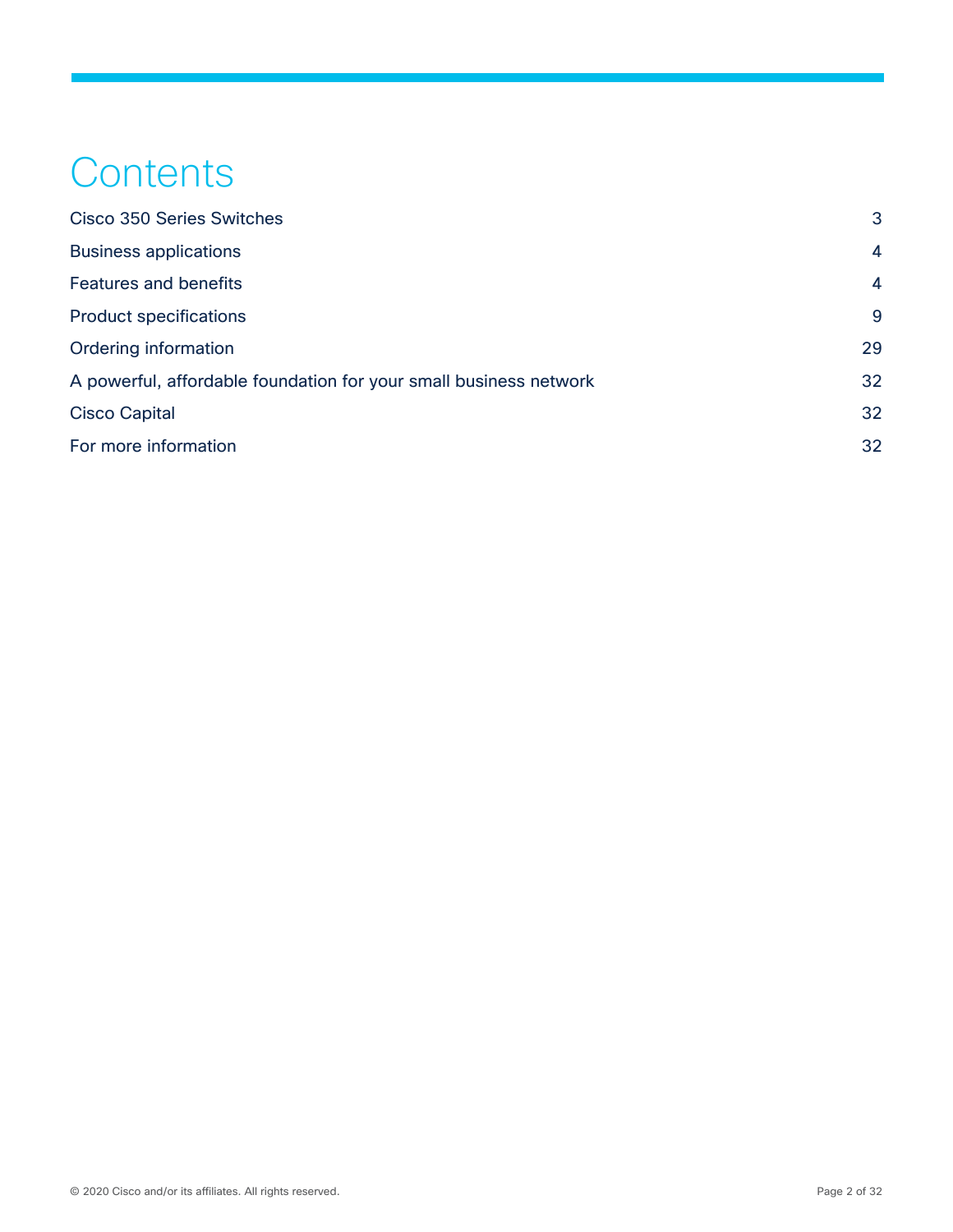# Contents

| | |
|---|---|
| Cisco 350 Series Switches | 3 |
| Business applications | 4 |
| Features and benefits | 4 |
| Product specifications | 9 |
| Ordering information | 29 |
| A powerful, affordable foundation for your small business network | 32 |
| Cisco Capital | 32 |
| For more information | 32 |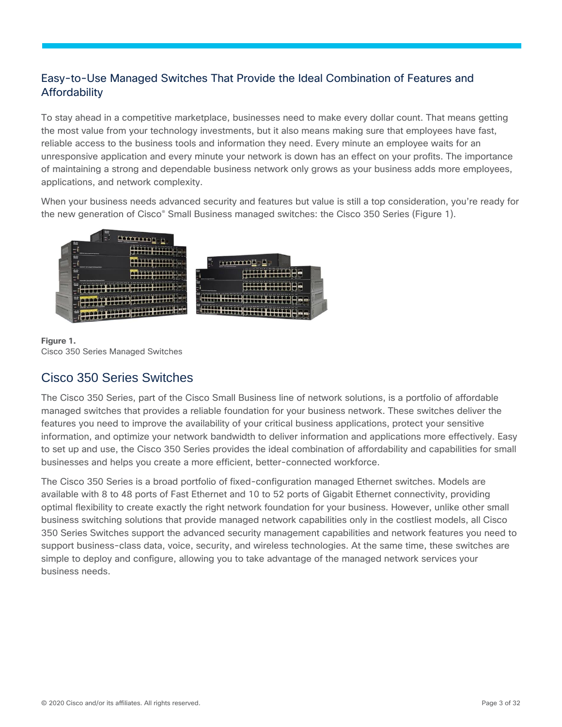## Easy-to-Use Managed Switches That Provide the Ideal Combination of Features and Affordability

To stay ahead in a competitive marketplace, businesses need to make every dollar count. That means getting the most value from your technology investments, but it also means making sure that employees have fast, reliable access to the business tools and information they need. Every minute an employee waits for an unresponsive application and every minute your network is down has an effect on your profits. The importance of maintaining a strong and dependable business network only grows as your business adds more employees, applications, and network complexity.

When your business needs advanced security and features but value is still a top consideration, you're ready for the new generation of Cisco® Small Business managed switches: the Cisco 350 Series (Figure 1).

**Figure 1.**
Cisco 350 Series Managed Switches

## Cisco 350 Series Switches

The Cisco 350 Series, part of the Cisco Small Business line of network solutions, is a portfolio of affordable managed switches that provides a reliable foundation for your business network. These switches deliver the features you need to improve the availability of your critical business applications, protect your sensitive information, and optimize your network bandwidth to deliver information and applications more effectively. Easy to set up and use, the Cisco 350 Series provides the ideal combination of affordability and capabilities for small businesses and helps you create a more efficient, better-connected workforce.

The Cisco 350 Series is a broad portfolio of fixed-configuration managed Ethernet switches. Models are available with 8 to 48 ports of Fast Ethernet and 10 to 52 ports of Gigabit Ethernet connectivity, providing optimal flexibility to create exactly the right network foundation for your business. However, unlike other small business switching solutions that provide managed network capabilities only in the costliest models, all Cisco 350 Series Switches support the advanced security management capabilities and network features you need to support business-class data, voice, security, and wireless technologies. At the same time, these switches are simple to deploy and configure, allowing you to take advantage of the managed network services your business needs.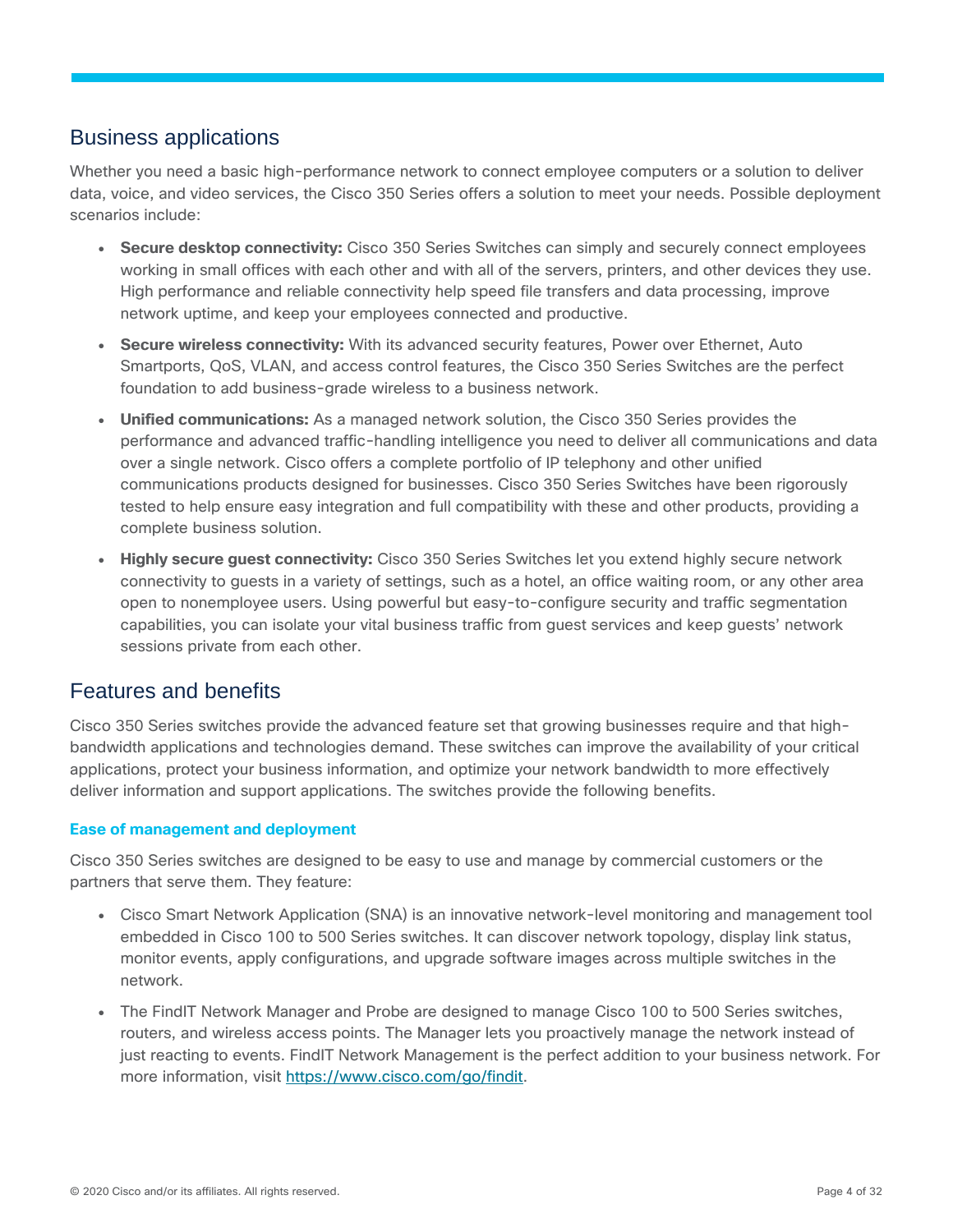## Business applications

Whether you need a basic high-performance network to connect employee computers or a solution to deliver data, voice, and video services, the Cisco 350 Series offers a solution to meet your needs. Possible deployment scenarios include:

- **Secure desktop connectivity:** Cisco 350 Series Switches can simply and securely connect employees working in small offices with each other and with all of the servers, printers, and other devices they use. High performance and reliable connectivity help speed file transfers and data processing, improve network uptime, and keep your employees connected and productive.
- **Secure wireless connectivity:** With its advanced security features, Power over Ethernet, Auto Smartports, QoS, VLAN, and access control features, the Cisco 350 Series Switches are the perfect foundation to add business-grade wireless to a business network.
- **Unified communications:** As a managed network solution, the Cisco 350 Series provides the performance and advanced traffic-handling intelligence you need to deliver all communications and data over a single network. Cisco offers a complete portfolio of IP telephony and other unified communications products designed for businesses. Cisco 350 Series Switches have been rigorously tested to help ensure easy integration and full compatibility with these and other products, providing a complete business solution.
- **Highly secure guest connectivity:** Cisco 350 Series Switches let you extend highly secure network connectivity to guests in a variety of settings, such as a hotel, an office waiting room, or any other area open to nonemployee users. Using powerful but easy-to-configure security and traffic segmentation capabilities, you can isolate your vital business traffic from guest services and keep guests' network sessions private from each other.

## Features and benefits

Cisco 350 Series switches provide the advanced feature set that growing businesses require and that high-bandwidth applications and technologies demand. These switches can improve the availability of your critical applications, protect your business information, and optimize your network bandwidth to more effectively deliver information and support applications. The switches provide the following benefits.

### Ease of management and deployment

Cisco 350 Series switches are designed to be easy to use and manage by commercial customers or the partners that serve them. They feature:

- Cisco Smart Network Application (SNA) is an innovative network-level monitoring and management tool embedded in Cisco 100 to 500 Series switches. It can discover network topology, display link status, monitor events, apply configurations, and upgrade software images across multiple switches in the network.
- The FindIT Network Manager and Probe are designed to manage Cisco 100 to 500 Series switches, routers, and wireless access points. The Manager lets you proactively manage the network instead of just reacting to events. FindIT Network Management is the perfect addition to your business network. For more information, visit [https://www.cisco.com/go/findit](https://www.cisco.com/go/findit).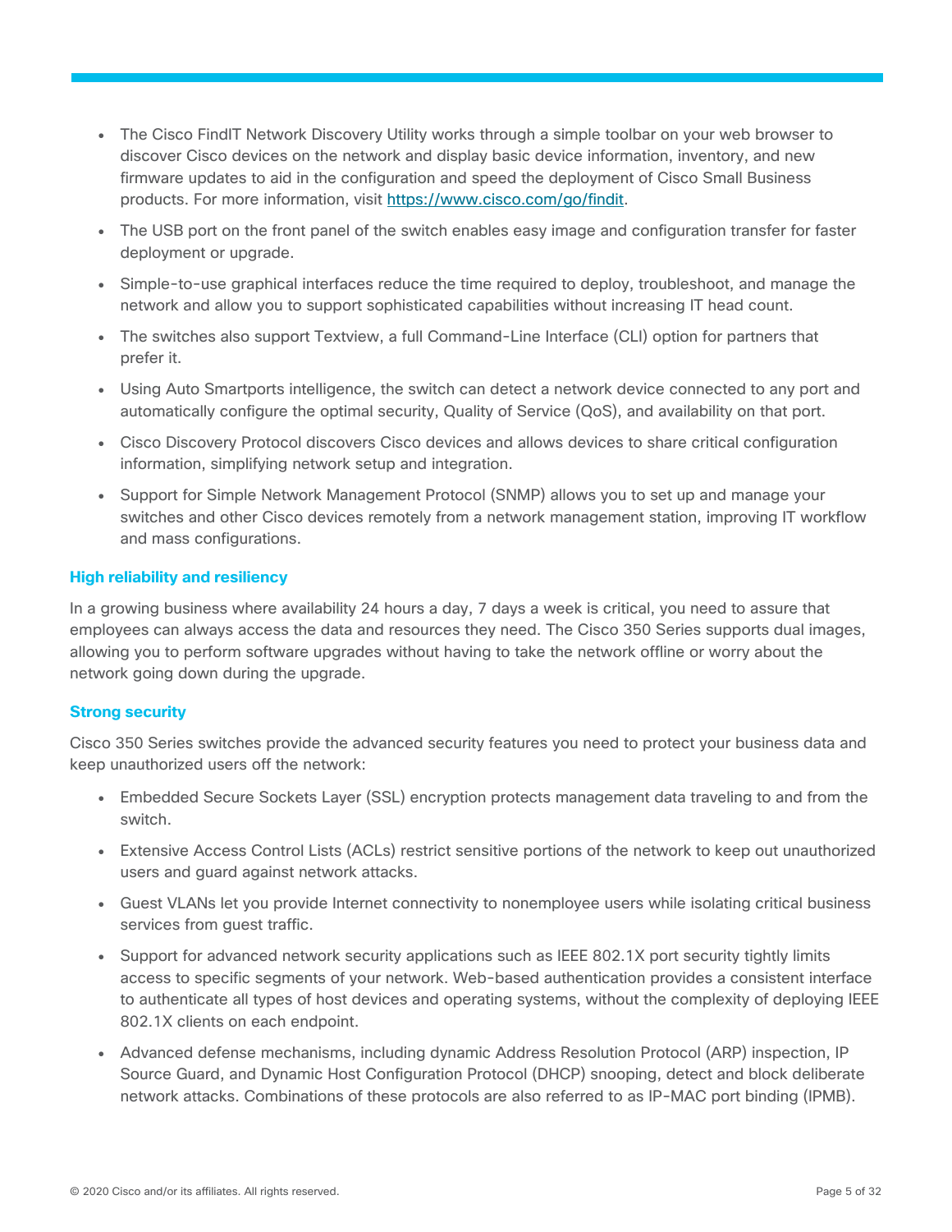- The Cisco FindIT Network Discovery Utility works through a simple toolbar on your web browser to discover Cisco devices on the network and display basic device information, inventory, and new firmware updates to aid in the configuration and speed the deployment of Cisco Small Business products. For more information, visit [https://www.cisco.com/go/findit](https://www.cisco.com/go/findit).
- The USB port on the front panel of the switch enables easy image and configuration transfer for faster deployment or upgrade.
- Simple-to-use graphical interfaces reduce the time required to deploy, troubleshoot, and manage the network and allow you to support sophisticated capabilities without increasing IT head count.
- The switches also support Textview, a full Command-Line Interface (CLI) option for partners that prefer it.
- Using Auto Smartports intelligence, the switch can detect a network device connected to any port and automatically configure the optimal security, Quality of Service (QoS), and availability on that port.
- Cisco Discovery Protocol discovers Cisco devices and allows devices to share critical configuration information, simplifying network setup and integration.
- Support for Simple Network Management Protocol (SNMP) allows you to set up and manage your switches and other Cisco devices remotely from a network management station, improving IT workflow and mass configurations.

### High reliability and resiliency

In a growing business where availability 24 hours a day, 7 days a week is critical, you need to assure that employees can always access the data and resources they need. The Cisco 350 Series supports dual images, allowing you to perform software upgrades without having to take the network offline or worry about the network going down during the upgrade.

### Strong security

Cisco 350 Series switches provide the advanced security features you need to protect your business data and keep unauthorized users off the network:

- Embedded Secure Sockets Layer (SSL) encryption protects management data traveling to and from the switch.
- Extensive Access Control Lists (ACLs) restrict sensitive portions of the network to keep out unauthorized users and guard against network attacks.
- Guest VLANs let you provide Internet connectivity to nonemployee users while isolating critical business services from guest traffic.
- Support for advanced network security applications such as IEEE 802.1X port security tightly limits access to specific segments of your network. Web-based authentication provides a consistent interface to authenticate all types of host devices and operating systems, without the complexity of deploying IEEE 802.1X clients on each endpoint.
- Advanced defense mechanisms, including dynamic Address Resolution Protocol (ARP) inspection, IP Source Guard, and Dynamic Host Configuration Protocol (DHCP) snooping, detect and block deliberate network attacks. Combinations of these protocols are also referred to as IP-MAC port binding (IPMB).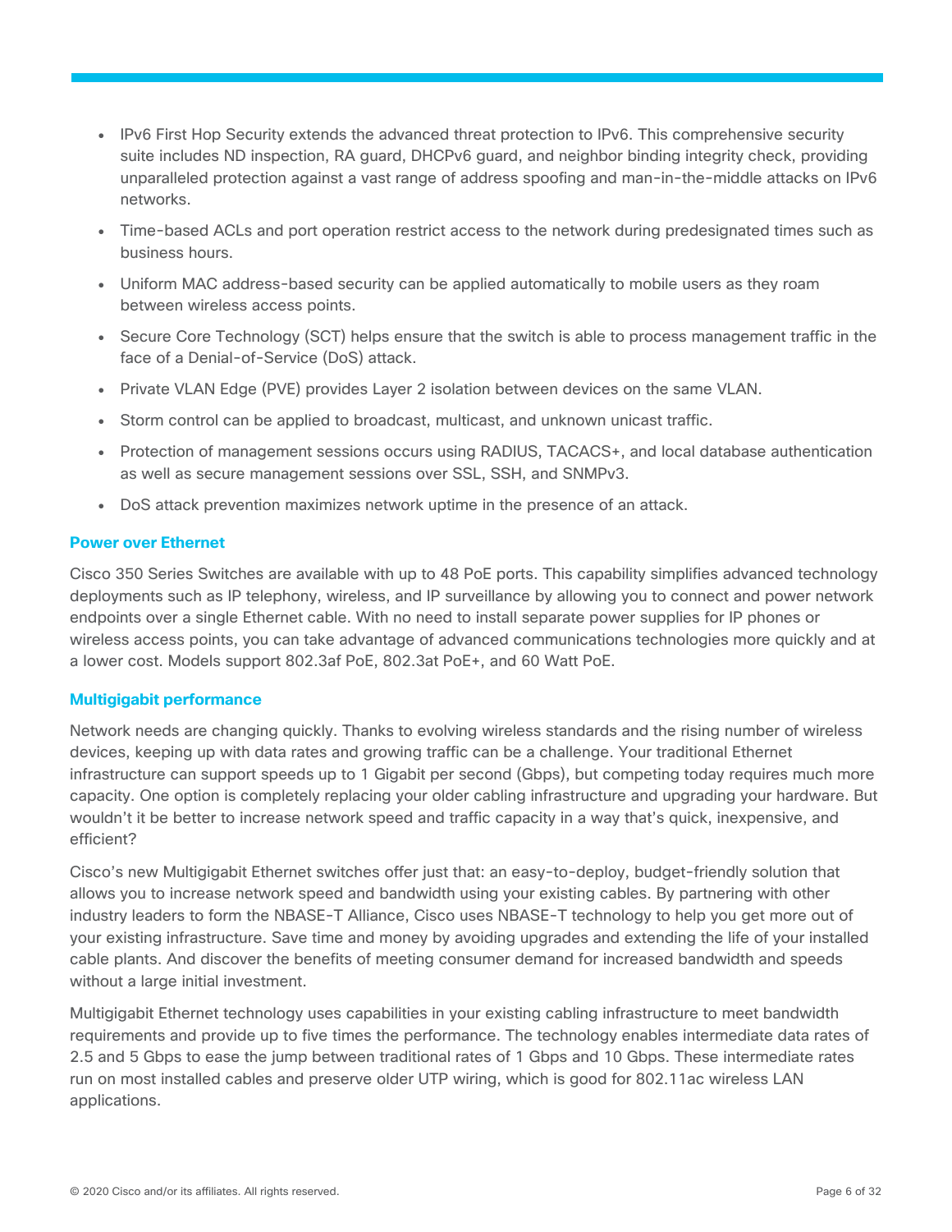- IPv6 First Hop Security extends the advanced threat protection to IPv6. This comprehensive security suite includes ND inspection, RA guard, DHCPv6 guard, and neighbor binding integrity check, providing unparalleled protection against a vast range of address spoofing and man-in-the-middle attacks on IPv6 networks.
- Time-based ACLs and port operation restrict access to the network during predesignated times such as business hours.
- Uniform MAC address-based security can be applied automatically to mobile users as they roam between wireless access points.
- Secure Core Technology (SCT) helps ensure that the switch is able to process management traffic in the face of a Denial-of-Service (DoS) attack.
- Private VLAN Edge (PVE) provides Layer 2 isolation between devices on the same VLAN.
- Storm control can be applied to broadcast, multicast, and unknown unicast traffic.
- Protection of management sessions occurs using RADIUS, TACACS+, and local database authentication as well as secure management sessions over SSL, SSH, and SNMPv3.
- DoS attack prevention maximizes network uptime in the presence of an attack.

### Power over Ethernet

Cisco 350 Series Switches are available with up to 48 PoE ports. This capability simplifies advanced technology deployments such as IP telephony, wireless, and IP surveillance by allowing you to connect and power network endpoints over a single Ethernet cable. With no need to install separate power supplies for IP phones or wireless access points, you can take advantage of advanced communications technologies more quickly and at a lower cost. Models support 802.3af PoE, 802.3at PoE+, and 60 Watt PoE.

### Multigigabit performance

Network needs are changing quickly. Thanks to evolving wireless standards and the rising number of wireless devices, keeping up with data rates and growing traffic can be a challenge. Your traditional Ethernet infrastructure can support speeds up to 1 Gigabit per second (Gbps), but competing today requires much more capacity. One option is completely replacing your older cabling infrastructure and upgrading your hardware. But wouldn't it be better to increase network speed and traffic capacity in a way that's quick, inexpensive, and efficient?

Cisco's new Multigigabit Ethernet switches offer just that: an easy-to-deploy, budget-friendly solution that allows you to increase network speed and bandwidth using your existing cables. By partnering with other industry leaders to form the NBASE-T Alliance, Cisco uses NBASE-T technology to help you get more out of your existing infrastructure. Save time and money by avoiding upgrades and extending the life of your installed cable plants. And discover the benefits of meeting consumer demand for increased bandwidth and speeds without a large initial investment.

Multigigabit Ethernet technology uses capabilities in your existing cabling infrastructure to meet bandwidth requirements and provide up to five times the performance. The technology enables intermediate data rates of 2.5 and 5 Gbps to ease the jump between traditional rates of 1 Gbps and 10 Gbps. These intermediate rates run on most installed cables and preserve older UTP wiring, which is good for 802.11ac wireless LAN applications.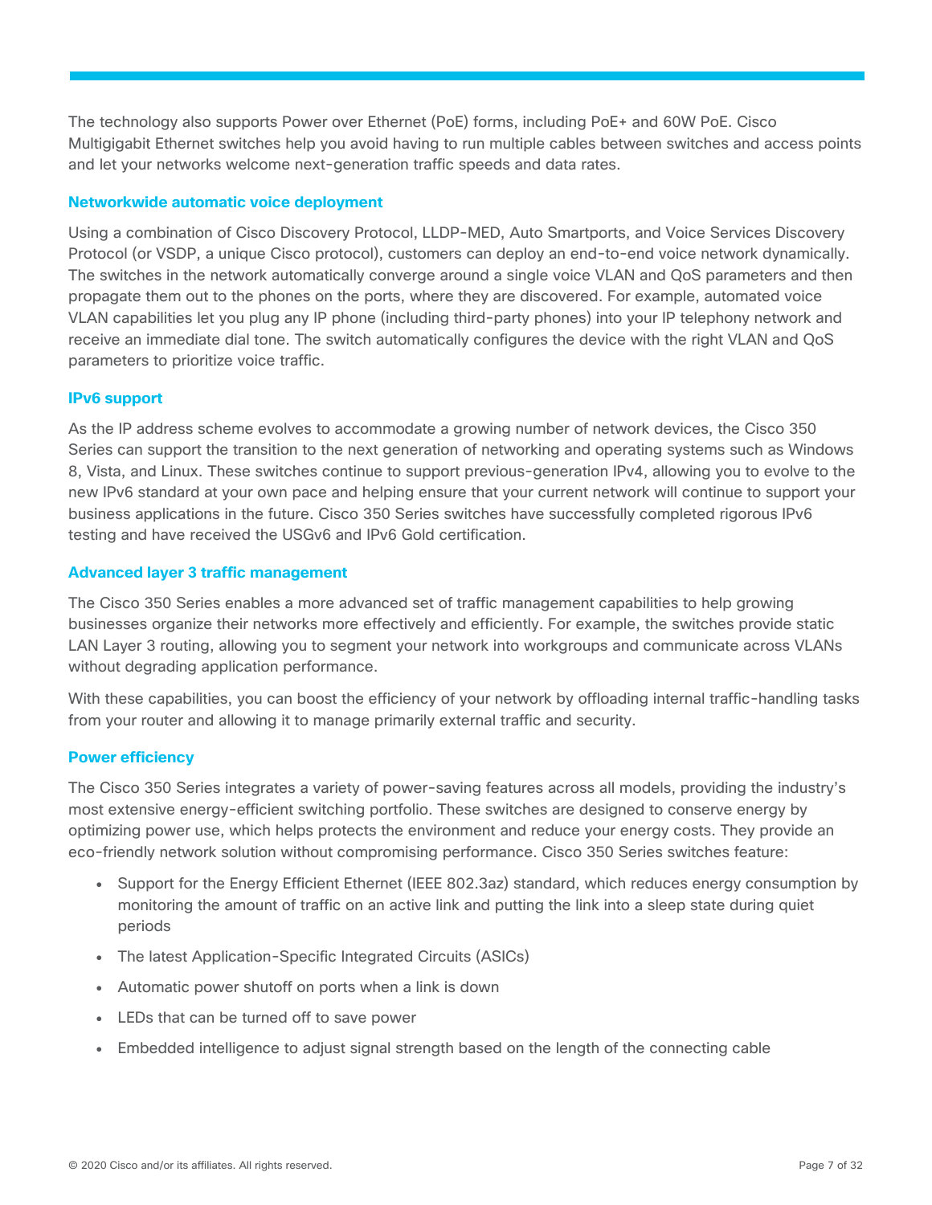The technology also supports Power over Ethernet (PoE) forms, including PoE+ and 60W PoE. Cisco Multigigabit Ethernet switches help you avoid having to run multiple cables between switches and access points and let your networks welcome next-generation traffic speeds and data rates.

### Networkwide automatic voice deployment

Using a combination of Cisco Discovery Protocol, LLDP-MED, Auto Smartports, and Voice Services Discovery Protocol (or VSDP, a unique Cisco protocol), customers can deploy an end-to-end voice network dynamically. The switches in the network automatically converge around a single voice VLAN and QoS parameters and then propagate them out to the phones on the ports, where they are discovered. For example, automated voice VLAN capabilities let you plug any IP phone (including third-party phones) into your IP telephony network and receive an immediate dial tone. The switch automatically configures the device with the right VLAN and QoS parameters to prioritize voice traffic.

### IPv6 support

As the IP address scheme evolves to accommodate a growing number of network devices, the Cisco 350 Series can support the transition to the next generation of networking and operating systems such as Windows 8, Vista, and Linux. These switches continue to support previous-generation IPv4, allowing you to evolve to the new IPv6 standard at your own pace and helping ensure that your current network will continue to support your business applications in the future. Cisco 350 Series switches have successfully completed rigorous IPv6 testing and have received the USGv6 and IPv6 Gold certification.

### Advanced layer 3 traffic management

The Cisco 350 Series enables a more advanced set of traffic management capabilities to help growing businesses organize their networks more effectively and efficiently. For example, the switches provide static LAN Layer 3 routing, allowing you to segment your network into workgroups and communicate across VLANs without degrading application performance.

With these capabilities, you can boost the efficiency of your network by offloading internal traffic-handling tasks from your router and allowing it to manage primarily external traffic and security.

### Power efficiency

The Cisco 350 Series integrates a variety of power-saving features across all models, providing the industry's most extensive energy-efficient switching portfolio. These switches are designed to conserve energy by optimizing power use, which helps protects the environment and reduce your energy costs. They provide an eco-friendly network solution without compromising performance. Cisco 350 Series switches feature:

- Support for the Energy Efficient Ethernet (IEEE 802.3az) standard, which reduces energy consumption by monitoring the amount of traffic on an active link and putting the link into a sleep state during quiet periods
- The latest Application-Specific Integrated Circuits (ASICs)
- Automatic power shutoff on ports when a link is down
- LEDs that can be turned off to save power
- Embedded intelligence to adjust signal strength based on the length of the connecting cable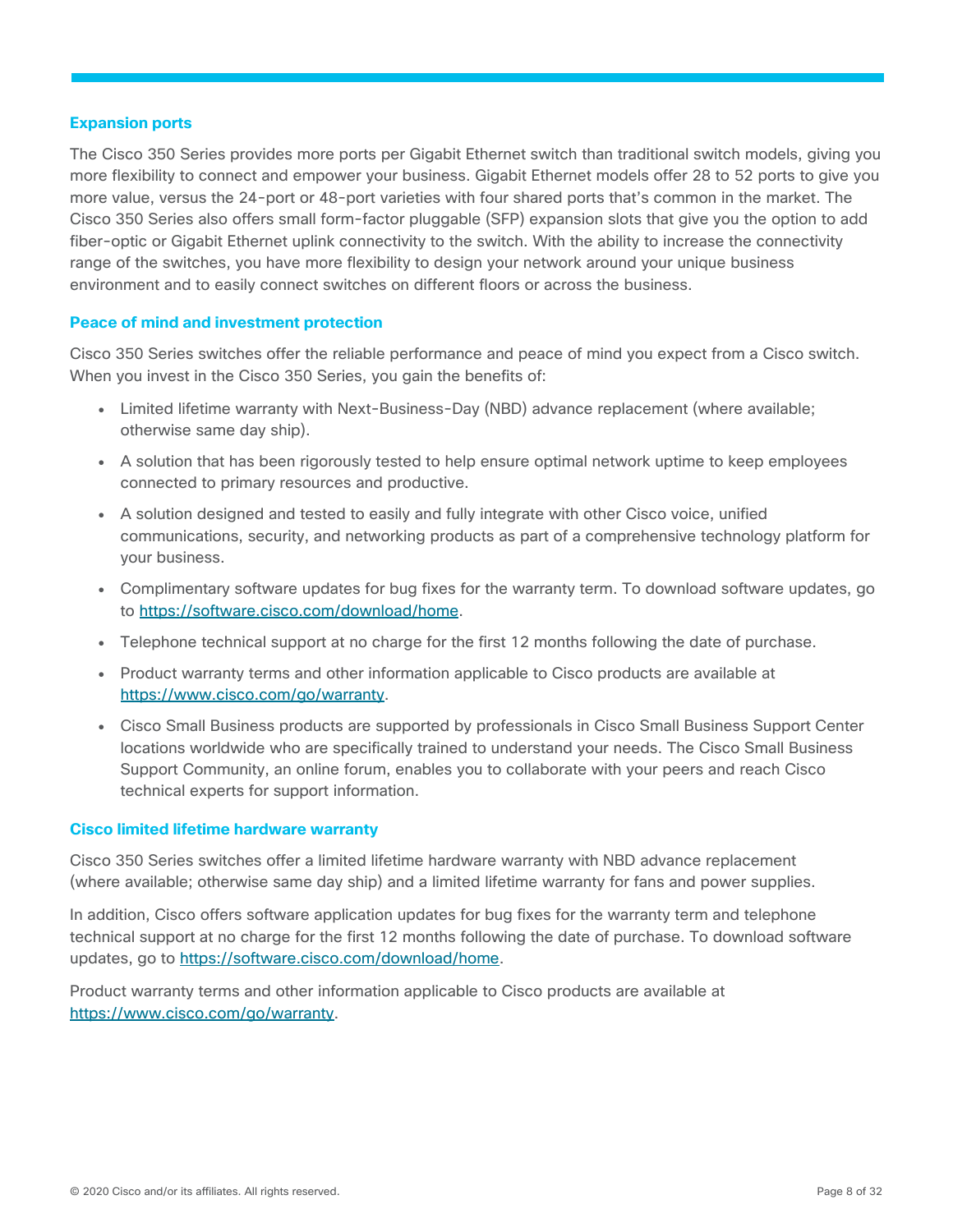### Expansion ports

The Cisco 350 Series provides more ports per Gigabit Ethernet switch than traditional switch models, giving you more flexibility to connect and empower your business. Gigabit Ethernet models offer 28 to 52 ports to give you more value, versus the 24-port or 48-port varieties with four shared ports that's common in the market. The Cisco 350 Series also offers small form-factor pluggable (SFP) expansion slots that give you the option to add fiber-optic or Gigabit Ethernet uplink connectivity to the switch. With the ability to increase the connectivity range of the switches, you have more flexibility to design your network around your unique business environment and to easily connect switches on different floors or across the business.

### Peace of mind and investment protection

Cisco 350 Series switches offer the reliable performance and peace of mind you expect from a Cisco switch. When you invest in the Cisco 350 Series, you gain the benefits of:

- Limited lifetime warranty with Next-Business-Day (NBD) advance replacement (where available; otherwise same day ship).
- A solution that has been rigorously tested to help ensure optimal network uptime to keep employees connected to primary resources and productive.
- A solution designed and tested to easily and fully integrate with other Cisco voice, unified communications, security, and networking products as part of a comprehensive technology platform for your business.
- Complimentary software updates for bug fixes for the warranty term. To download software updates, go to https://software.cisco.com/download/home.
- Telephone technical support at no charge for the first 12 months following the date of purchase.
- Product warranty terms and other information applicable to Cisco products are available at https://www.cisco.com/go/warranty.
- Cisco Small Business products are supported by professionals in Cisco Small Business Support Center locations worldwide who are specifically trained to understand your needs. The Cisco Small Business Support Community, an online forum, enables you to collaborate with your peers and reach Cisco technical experts for support information.

### Cisco limited lifetime hardware warranty

Cisco 350 Series switches offer a limited lifetime hardware warranty with NBD advance replacement (where available; otherwise same day ship) and a limited lifetime warranty for fans and power supplies.

In addition, Cisco offers software application updates for bug fixes for the warranty term and telephone technical support at no charge for the first 12 months following the date of purchase. To download software updates, go to https://software.cisco.com/download/home.

Product warranty terms and other information applicable to Cisco products are available at https://www.cisco.com/go/warranty.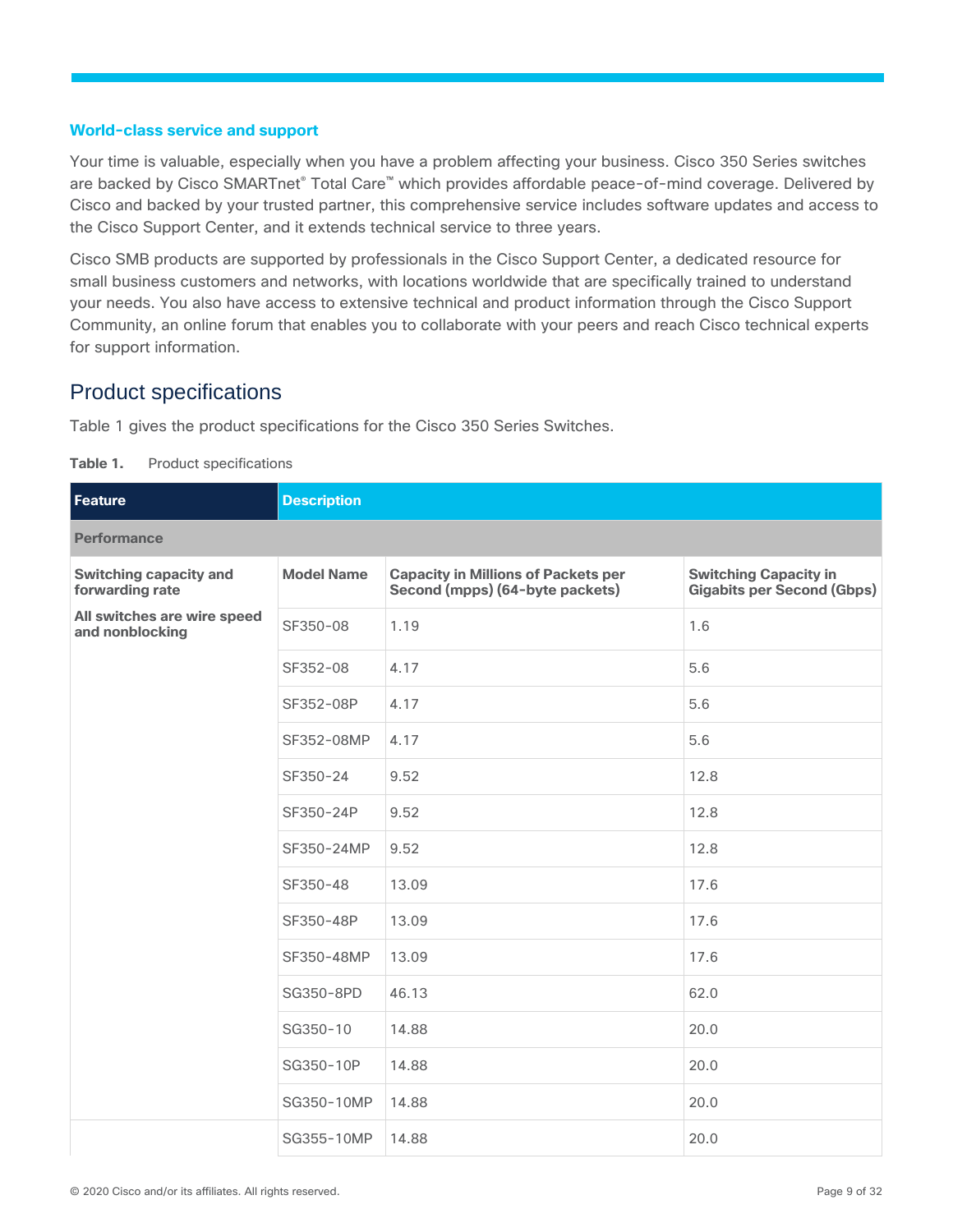### World-class service and support

Your time is valuable, especially when you have a problem affecting your business. Cisco 350 Series switches are backed by Cisco SMARTnet® Total Care™ which provides affordable peace-of-mind coverage. Delivered by Cisco and backed by your trusted partner, this comprehensive service includes software updates and access to the Cisco Support Center, and it extends technical service to three years.

Cisco SMB products are supported by professionals in the Cisco Support Center, a dedicated resource for small business customers and networks, with locations worldwide that are specifically trained to understand your needs. You also have access to extensive technical and product information through the Cisco Support Community, an online forum that enables you to collaborate with your peers and reach Cisco technical experts for support information.

## Product specifications

Table 1 gives the product specifications for the Cisco 350 Series Switches.

**Table 1.** Product specifications

| Feature | Description | | |
|---|---|---|---|
| **Performance** | | | |
| **Switching capacity and forwarding rate**<br>**All switches are wire speed and nonblocking** | **Model Name** | **Capacity in Millions of Packets per Second (mpps) (64-byte packets)** | **Switching Capacity in Gigabits per Second (Gbps)** |
| | SF350-08 | 1.19 | 1.6 |
| | SF352-08 | 4.17 | 5.6 |
| | SF352-08P | 4.17 | 5.6 |
| | SF352-08MP | 4.17 | 5.6 |
| | SF350-24 | 9.52 | 12.8 |
| | SF350-24P | 9.52 | 12.8 |
| | SF350-24MP | 9.52 | 12.8 |
| | SF350-48 | 13.09 | 17.6 |
| | SF350-48P | 13.09 | 17.6 |
| | SF350-48MP | 13.09 | 17.6 |
| | SG350-8PD | 46.13 | 62.0 |
| | SG350-10 | 14.88 | 20.0 |
| | SG350-10P | 14.88 | 20.0 |
| | SG350-10MP | 14.88 | 20.0 |
| | SG355-10MP | 14.88 | 20.0 |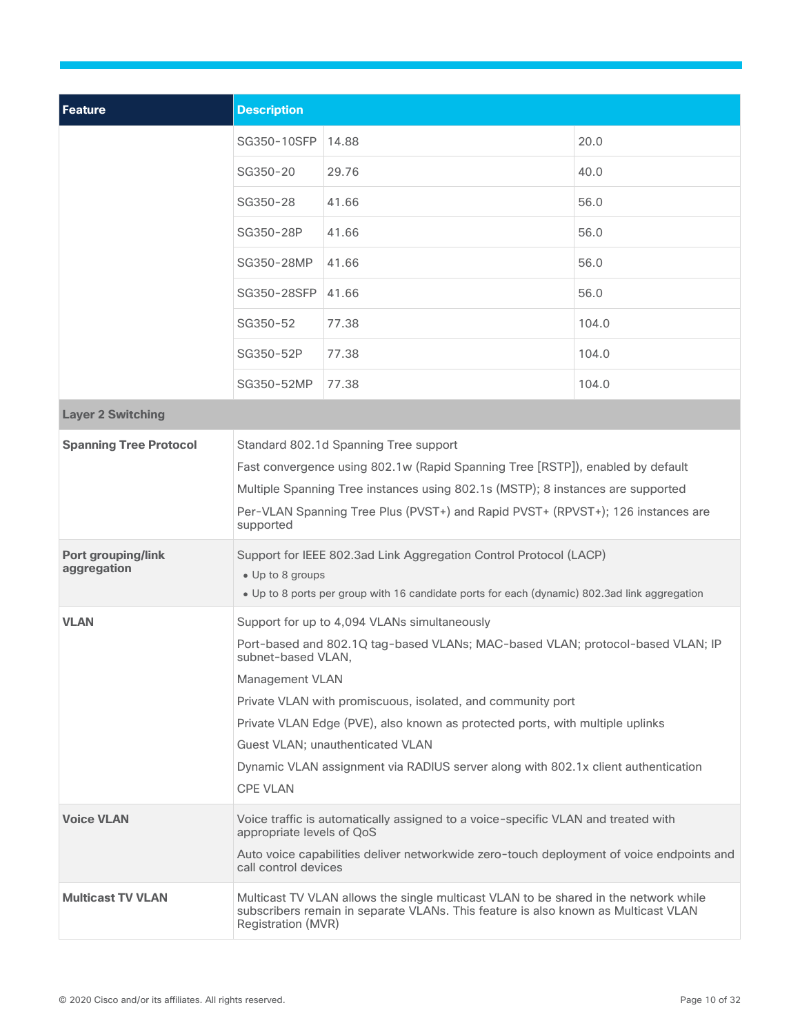| Feature | Description | | |
|---|---|---|---|
| | SG350-10SFP | 14.88 | 20.0 |
| | SG350-20 | 29.76 | 40.0 |
| | SG350-28 | 41.66 | 56.0 |
| | SG350-28P | 41.66 | 56.0 |
| | SG350-28MP | 41.66 | 56.0 |
| | SG350-28SFP | 41.66 | 56.0 |
| | SG350-52 | 77.38 | 104.0 |
| | SG350-52P | 77.38 | 104.0 |
| | SG350-52MP | 77.38 | 104.0 |
| **Layer 2 Switching** | | | |
| **Spanning Tree Protocol** | Standard 802.1d Spanning Tree support<br>Fast convergence using 802.1w (Rapid Spanning Tree [RSTP]), enabled by default<br>Multiple Spanning Tree instances using 802.1s (MSTP); 8 instances are supported<br>Per-VLAN Spanning Tree Plus (PVST+) and Rapid PVST+ (RPVST+); 126 instances are supported | | |
| **Port grouping/link aggregation** | Support for IEEE 802.3ad Link Aggregation Control Protocol (LACP)<br>• Up to 8 groups<br>• Up to 8 ports per group with 16 candidate ports for each (dynamic) 802.3ad link aggregation | | |
| **VLAN** | Support for up to 4,094 VLANs simultaneously<br>Port-based and 802.1Q tag-based VLANs; MAC-based VLAN; protocol-based VLAN; IP subnet-based VLAN,<br>Management VLAN<br>Private VLAN with promiscuous, isolated, and community port<br>Private VLAN Edge (PVE), also known as protected ports, with multiple uplinks<br>Guest VLAN; unauthenticated VLAN<br>Dynamic VLAN assignment via RADIUS server along with 802.1x client authentication<br>CPE VLAN | | |
| **Voice VLAN** | Voice traffic is automatically assigned to a voice-specific VLAN and treated with appropriate levels of QoS<br>Auto voice capabilities deliver networkwide zero-touch deployment of voice endpoints and call control devices | | |
| **Multicast TV VLAN** | Multicast TV VLAN allows the single multicast VLAN to be shared in the network while subscribers remain in separate VLANs. This feature is also known as Multicast VLAN Registration (MVR) | | |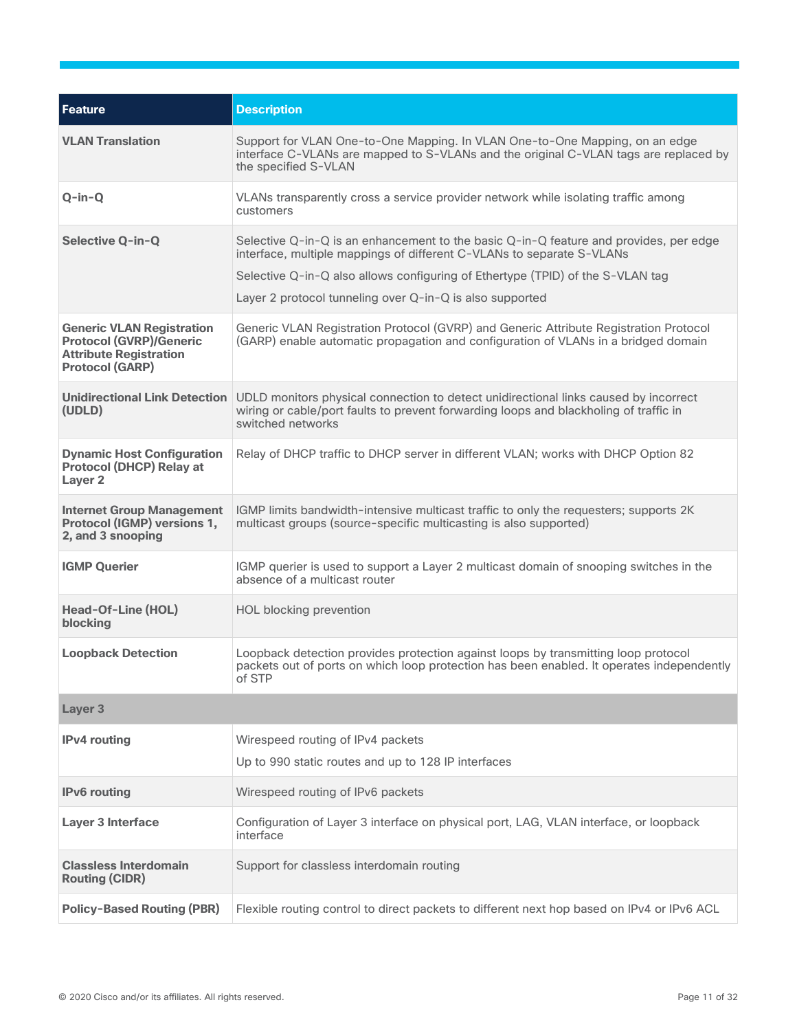| Feature | Description |
| --- | --- |
| **VLAN Translation** | Support for VLAN One-to-One Mapping. In VLAN One-to-One Mapping, on an edge interface C-VLANs are mapped to S-VLANs and the original C-VLAN tags are replaced by the specified S-VLAN |
| **Q-in-Q** | VLANs transparently cross a service provider network while isolating traffic among customers |
| **Selective Q-in-Q** | Selective Q-in-Q is an enhancement to the basic Q-in-Q feature and provides, per edge interface, multiple mappings of different C-VLANs to separate S-VLANs<br><br>Selective Q-in-Q also allows configuring of Ethertype (TPID) of the S-VLAN tag<br><br>Layer 2 protocol tunneling over Q-in-Q is also supported |
| **Generic VLAN Registration Protocol (GVRP)/Generic Attribute Registration Protocol (GARP)** | Generic VLAN Registration Protocol (GVRP) and Generic Attribute Registration Protocol (GARP) enable automatic propagation and configuration of VLANs in a bridged domain |
| **Unidirectional Link Detection (UDLD)** | UDLD monitors physical connection to detect unidirectional links caused by incorrect wiring or cable/port faults to prevent forwarding loops and blackholing of traffic in switched networks |
| **Dynamic Host Configuration Protocol (DHCP) Relay at Layer 2** | Relay of DHCP traffic to DHCP server in different VLAN; works with DHCP Option 82 |
| **Internet Group Management Protocol (IGMP) versions 1, 2, and 3 snooping** | IGMP limits bandwidth-intensive multicast traffic to only the requesters; supports 2K multicast groups (source-specific multicasting is also supported) |
| **IGMP Querier** | IGMP querier is used to support a Layer 2 multicast domain of snooping switches in the absence of a multicast router |
| **Head-Of-Line (HOL) blocking** | HOL blocking prevention |
| **Loopback Detection** | Loopback detection provides protection against loops by transmitting loop protocol packets out of ports on which loop protection has been enabled. It operates independently of STP |
| **Layer 3** | |
| **IPv4 routing** | Wirespeed routing of IPv4 packets<br><br>Up to 990 static routes and up to 128 IP interfaces |
| **IPv6 routing** | Wirespeed routing of IPv6 packets |
| **Layer 3 Interface** | Configuration of Layer 3 interface on physical port, LAG, VLAN interface, or loopback interface |
| **Classless Interdomain Routing (CIDR)** | Support for classless interdomain routing |
| **Policy-Based Routing (PBR)** | Flexible routing control to direct packets to different next hop based on IPv4 or IPv6 ACL |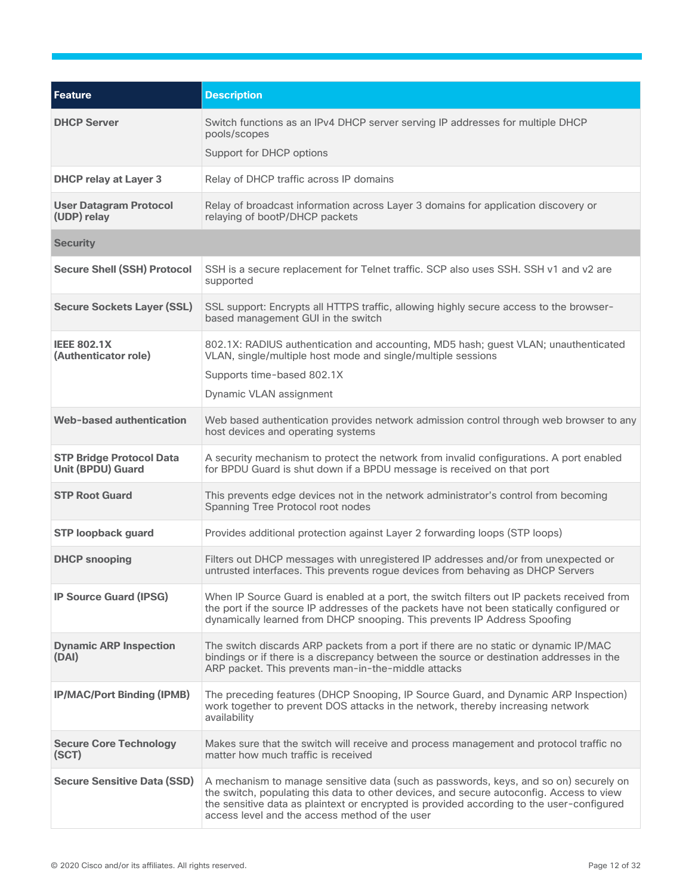| Feature | Description |
|---|---|
| **DHCP Server** | Switch functions as an IPv4 DHCP server serving IP addresses for multiple DHCP pools/scopes<br>Support for DHCP options |
| **DHCP relay at Layer 3** | Relay of DHCP traffic across IP domains |
| **User Datagram Protocol (UDP) relay** | Relay of broadcast information across Layer 3 domains for application discovery or relaying of bootP/DHCP packets |
| **Security** | |
| **Secure Shell (SSH) Protocol** | SSH is a secure replacement for Telnet traffic. SCP also uses SSH. SSH v1 and v2 are supported |
| **Secure Sockets Layer (SSL)** | SSL support: Encrypts all HTTPS traffic, allowing highly secure access to the browser-based management GUI in the switch |
| **IEEE 802.1X (Authenticator role)** | 802.1X: RADIUS authentication and accounting, MD5 hash; guest VLAN; unauthenticated VLAN, single/multiple host mode and single/multiple sessions<br>Supports time-based 802.1X<br>Dynamic VLAN assignment |
| **Web-based authentication** | Web based authentication provides network admission control through web browser to any host devices and operating systems |
| **STP Bridge Protocol Data Unit (BPDU) Guard** | A security mechanism to protect the network from invalid configurations. A port enabled for BPDU Guard is shut down if a BPDU message is received on that port |
| **STP Root Guard** | This prevents edge devices not in the network administrator's control from becoming Spanning Tree Protocol root nodes |
| **STP loopback guard** | Provides additional protection against Layer 2 forwarding loops (STP loops) |
| **DHCP snooping** | Filters out DHCP messages with unregistered IP addresses and/or from unexpected or untrusted interfaces. This prevents rogue devices from behaving as DHCP Servers |
| **IP Source Guard (IPSG)** | When IP Source Guard is enabled at a port, the switch filters out IP packets received from the port if the source IP addresses of the packets have not been statically configured or dynamically learned from DHCP snooping. This prevents IP Address Spoofing |
| **Dynamic ARP Inspection (DAI)** | The switch discards ARP packets from a port if there are no static or dynamic IP/MAC bindings or if there is a discrepancy between the source or destination addresses in the ARP packet. This prevents man-in-the-middle attacks |
| **IP/MAC/Port Binding (IPMB)** | The preceding features (DHCP Snooping, IP Source Guard, and Dynamic ARP Inspection) work together to prevent DOS attacks in the network, thereby increasing network availability |
| **Secure Core Technology (SCT)** | Makes sure that the switch will receive and process management and protocol traffic no matter how much traffic is received |
| **Secure Sensitive Data (SSD)** | A mechanism to manage sensitive data (such as passwords, keys, and so on) securely on the switch, populating this data to other devices, and secure autoconfig. Access to view the sensitive data as plaintext or encrypted is provided according to the user-configured access level and the access method of the user |

© 2020 Cisco and/or its affiliates. All rights reserved.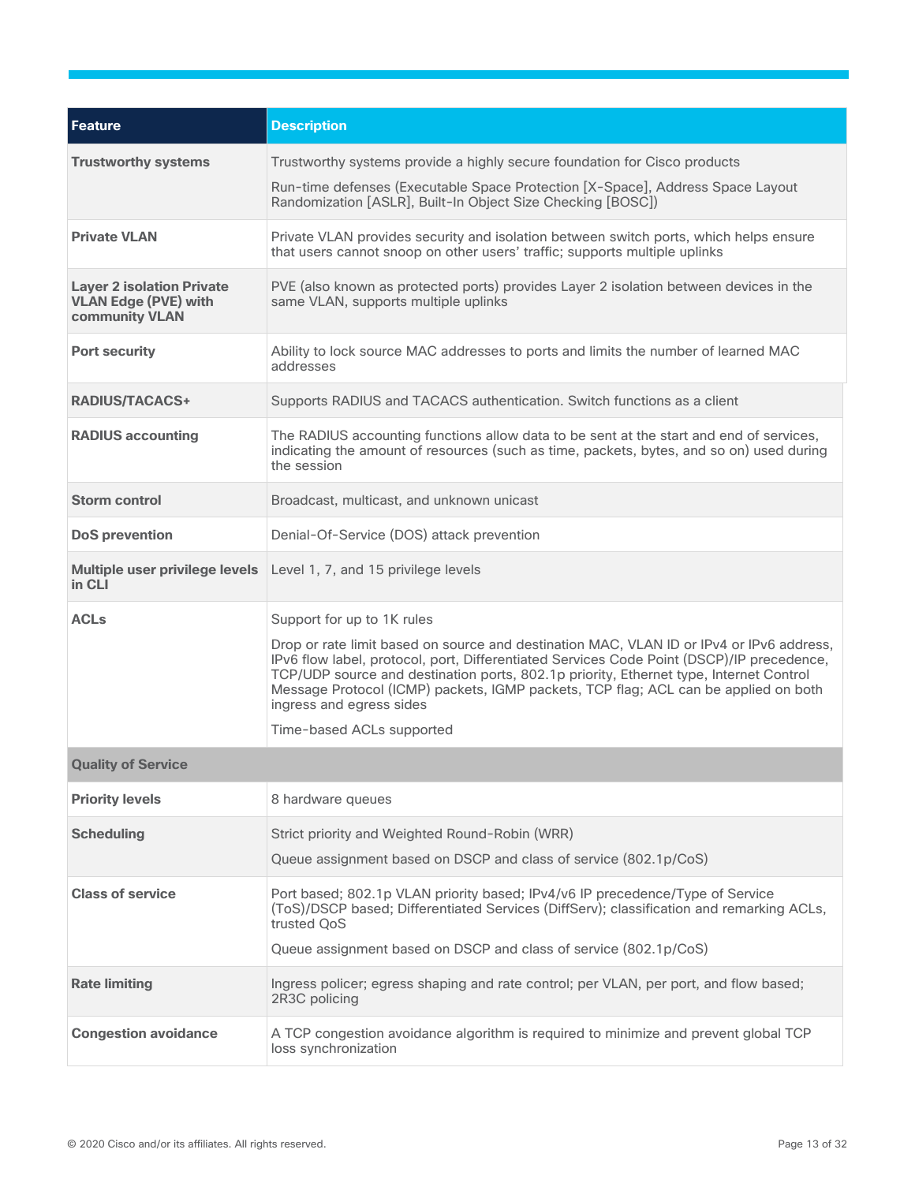| Feature | Description |
| --- | --- |
| **Trustworthy systems** | Trustworthy systems provide a highly secure foundation for Cisco products<br><br>Run-time defenses (Executable Space Protection [X-Space], Address Space Layout Randomization [ASLR], Built-In Object Size Checking [BOSC]) |
| **Private VLAN** | Private VLAN provides security and isolation between switch ports, which helps ensure that users cannot snoop on other users' traffic; supports multiple uplinks |
| **Layer 2 isolation Private VLAN Edge (PVE) with community VLAN** | PVE (also known as protected ports) provides Layer 2 isolation between devices in the same VLAN, supports multiple uplinks |
| **Port security** | Ability to lock source MAC addresses to ports and limits the number of learned MAC addresses |
| **RADIUS/TACACS+** | Supports RADIUS and TACACS authentication. Switch functions as a client |
| **RADIUS accounting** | The RADIUS accounting functions allow data to be sent at the start and end of services, indicating the amount of resources (such as time, packets, bytes, and so on) used during the session |
| **Storm control** | Broadcast, multicast, and unknown unicast |
| **DoS prevention** | Denial-Of-Service (DOS) attack prevention |
| **Multiple user privilege levels in CLI** | Level 1, 7, and 15 privilege levels |
| **ACLs** | Support for up to 1K rules<br><br>Drop or rate limit based on source and destination MAC, VLAN ID or IPv4 or IPv6 address, IPv6 flow label, protocol, port, Differentiated Services Code Point (DSCP)/IP precedence, TCP/UDP source and destination ports, 802.1p priority, Ethernet type, Internet Control Message Protocol (ICMP) packets, IGMP packets, TCP flag; ACL can be applied on both ingress and egress sides<br><br>Time-based ACLs supported |
| **Quality of Service** | |
| **Priority levels** | 8 hardware queues |
| **Scheduling** | Strict priority and Weighted Round-Robin (WRR)<br><br>Queue assignment based on DSCP and class of service (802.1p/CoS) |
| **Class of service** | Port based; 802.1p VLAN priority based; IPv4/v6 IP precedence/Type of Service (ToS)/DSCP based; Differentiated Services (DiffServ); classification and remarking ACLs, trusted QoS<br><br>Queue assignment based on DSCP and class of service (802.1p/CoS) |
| **Rate limiting** | Ingress policer; egress shaping and rate control; per VLAN, per port, and flow based; 2R3C policing |
| **Congestion avoidance** | A TCP congestion avoidance algorithm is required to minimize and prevent global TCP loss synchronization |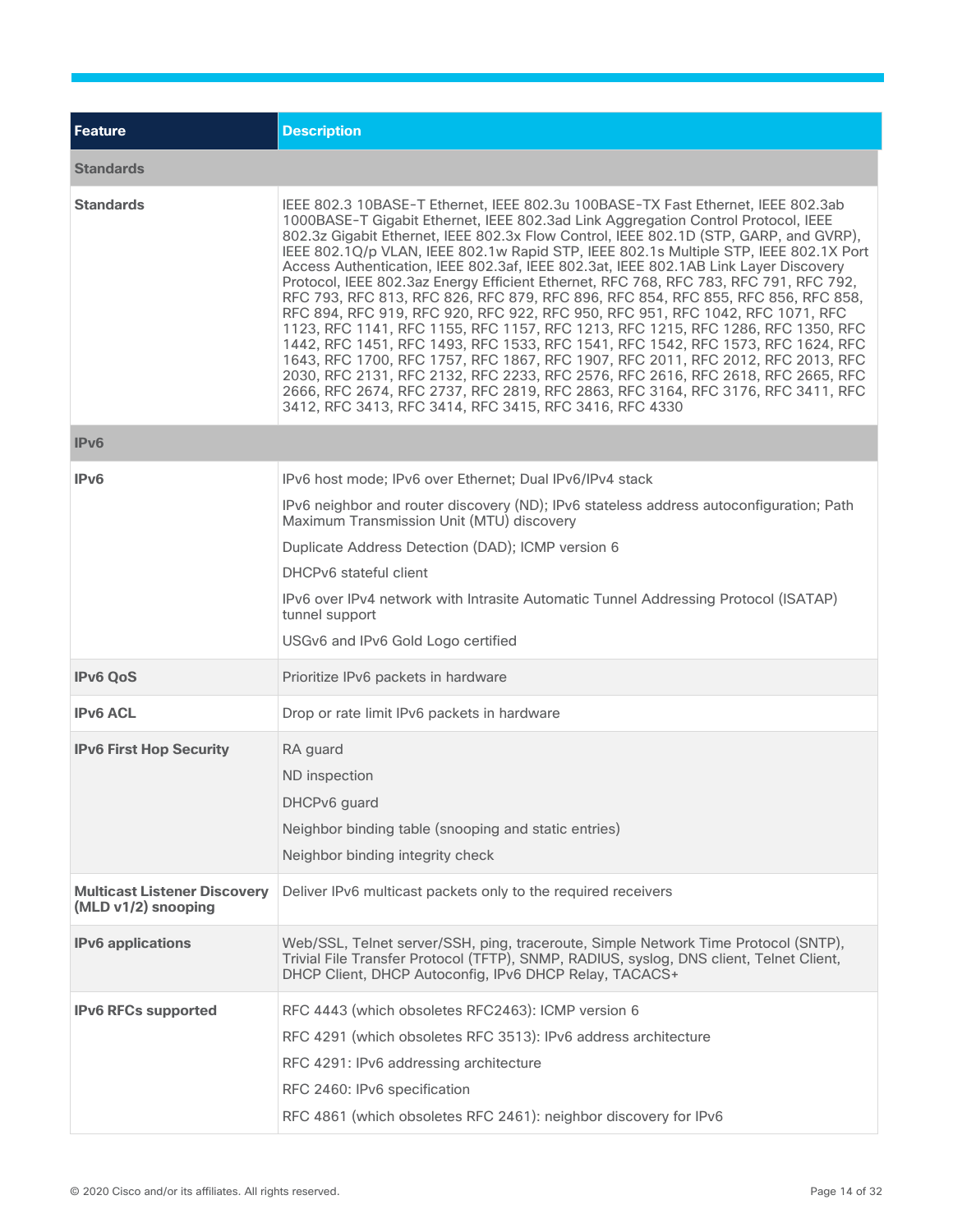| Feature | Description |
| --- | --- |
| **Standards** | |
| **Standards** | IEEE 802.3 10BASE-T Ethernet, IEEE 802.3u 100BASE-TX Fast Ethernet, IEEE 802.3ab 1000BASE-T Gigabit Ethernet, IEEE 802.3ad Link Aggregation Control Protocol, IEEE 802.3z Gigabit Ethernet, IEEE 802.3x Flow Control, IEEE 802.1D (STP, GARP, and GVRP), IEEE 802.1Q/p VLAN, IEEE 802.1w Rapid STP, IEEE 802.1s Multiple STP, IEEE 802.1X Port Access Authentication, IEEE 802.3af, IEEE 802.3at, IEEE 802.1AB Link Layer Discovery Protocol, IEEE 802.3az Energy Efficient Ethernet, RFC 768, RFC 783, RFC 791, RFC 792, RFC 793, RFC 813, RFC 826, RFC 879, RFC 896, RFC 854, RFC 855, RFC 856, RFC 858, RFC 894, RFC 919, RFC 920, RFC 922, RFC 950, RFC 951, RFC 1042, RFC 1071, RFC 1123, RFC 1141, RFC 1155, RFC 1157, RFC 1213, RFC 1215, RFC 1286, RFC 1350, RFC 1442, RFC 1451, RFC 1493, RFC 1533, RFC 1541, RFC 1542, RFC 1573, RFC 1624, RFC 1643, RFC 1700, RFC 1757, RFC 1867, RFC 1907, RFC 2011, RFC 2012, RFC 2013, RFC 2030, RFC 2131, RFC 2132, RFC 2233, RFC 2576, RFC 2616, RFC 2618, RFC 2665, RFC 2666, RFC 2674, RFC 2737, RFC 2819, RFC 2863, RFC 3164, RFC 3176, RFC 3411, RFC 3412, RFC 3413, RFC 3414, RFC 3415, RFC 3416, RFC 4330 |
| **IPv6** | |
| **IPv6** | IPv6 host mode; IPv6 over Ethernet; Dual IPv6/IPv4 stack<br>IPv6 neighbor and router discovery (ND); IPv6 stateless address autoconfiguration; Path Maximum Transmission Unit (MTU) discovery<br>Duplicate Address Detection (DAD); ICMP version 6<br>DHCPv6 stateful client<br>IPv6 over IPv4 network with Intrasite Automatic Tunnel Addressing Protocol (ISATAP) tunnel support<br>USGv6 and IPv6 Gold Logo certified |
| **IPv6 QoS** | Prioritize IPv6 packets in hardware |
| **IPv6 ACL** | Drop or rate limit IPv6 packets in hardware |
| **IPv6 First Hop Security** | RA guard<br>ND inspection<br>DHCPv6 guard<br>Neighbor binding table (snooping and static entries)<br>Neighbor binding integrity check |
| **Multicast Listener Discovery (MLD v1/2) snooping** | Deliver IPv6 multicast packets only to the required receivers |
| **IPv6 applications** | Web/SSL, Telnet server/SSH, ping, traceroute, Simple Network Time Protocol (SNTP), Trivial File Transfer Protocol (TFTP), SNMP, RADIUS, syslog, DNS client, Telnet Client, DHCP Client, DHCP Autoconfig, IPv6 DHCP Relay, TACACS+ |
| **IPv6 RFCs supported** | RFC 4443 (which obsoletes RFC2463): ICMP version 6<br>RFC 4291 (which obsoletes RFC 3513): IPv6 address architecture<br>RFC 4291: IPv6 addressing architecture<br>RFC 2460: IPv6 specification<br>RFC 4861 (which obsoletes RFC 2461): neighbor discovery for IPv6 |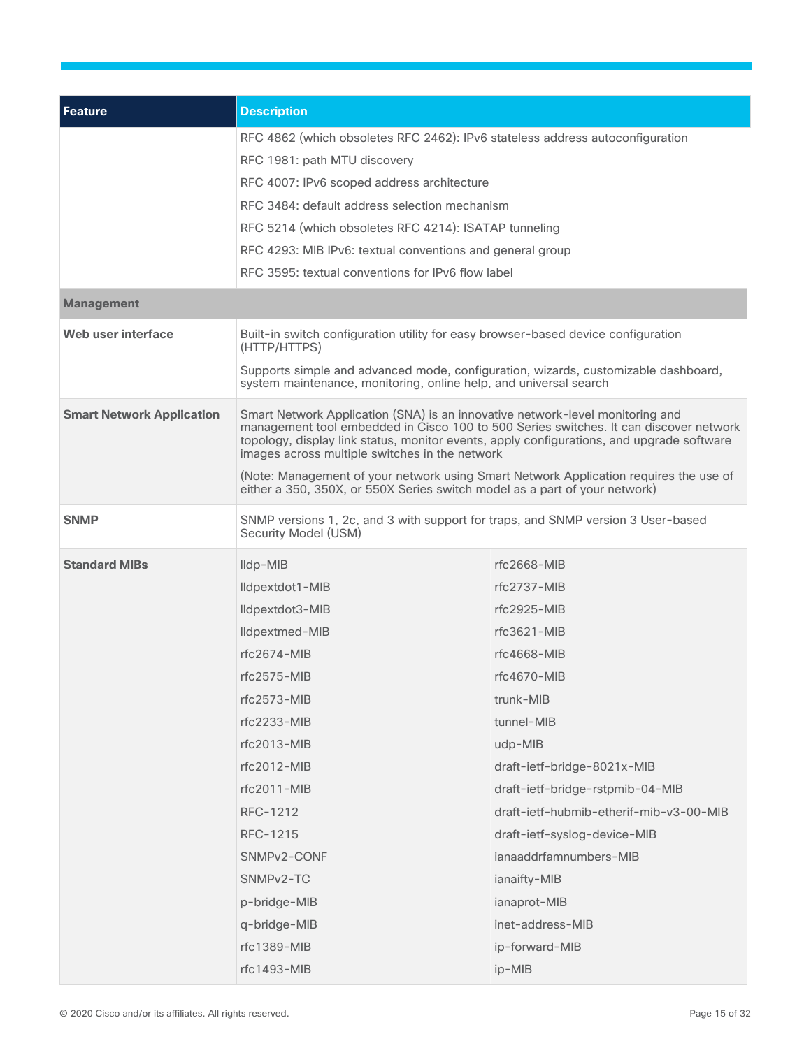| Feature | Description | |
|---|---|---|
| | RFC 4862 (which obsoletes RFC 2462): IPv6 stateless address autoconfiguration<br>RFC 1981: path MTU discovery<br>RFC 4007: IPv6 scoped address architecture<br>RFC 3484: default address selection mechanism<br>RFC 5214 (which obsoletes RFC 4214): ISATAP tunneling<br>RFC 4293: MIB IPv6: textual conventions and general group<br>RFC 3595: textual conventions for IPv6 flow label | |
| **Management** | | |
| **Web user interface** | Built-in switch configuration utility for easy browser-based device configuration (HTTP/HTTPS)<br>Supports simple and advanced mode, configuration, wizards, customizable dashboard, system maintenance, monitoring, online help, and universal search | |
| **Smart Network Application** | Smart Network Application (SNA) is an innovative network-level monitoring and management tool embedded in Cisco 100 to 500 Series switches. It can discover network topology, display link status, monitor events, apply configurations, and upgrade software images across multiple switches in the network<br>(Note: Management of your network using Smart Network Application requires the use of either a 350, 350X, or 550X Series switch model as a part of your network) | |
| **SNMP** | SNMP versions 1, 2c, and 3 with support for traps, and SNMP version 3 User-based Security Model (USM) | |
| **Standard MIBs** | lldp-MIB<br>lldpextdot1-MIB<br>lldpextdot3-MIB<br>lldpextmed-MIB<br>rfc2674-MIB<br>rfc2575-MIB<br>rfc2573-MIB<br>rfc2233-MIB<br>rfc2013-MIB<br>rfc2012-MIB<br>rfc2011-MIB<br>RFC-1212<br>RFC-1215<br>SNMPv2-CONF<br>SNMPv2-TC<br>p-bridge-MIB<br>q-bridge-MIB<br>rfc1389-MIB<br>rfc1493-MIB | rfc2668-MIB<br>rfc2737-MIB<br>rfc2925-MIB<br>rfc3621-MIB<br>rfc4668-MIB<br>rfc4670-MIB<br>trunk-MIB<br>tunnel-MIB<br>udp-MIB<br>draft-ietf-bridge-8021x-MIB<br>draft-ietf-bridge-rstpmib-04-MIB<br>draft-ietf-hubmib-etherif-mib-v3-00-MIB<br>draft-ietf-syslog-device-MIB<br>ianaaddrfamnumbers-MIB<br>ianaifty-MIB<br>ianaprot-MIB<br>inet-address-MIB<br>ip-forward-MIB<br>ip-MIB |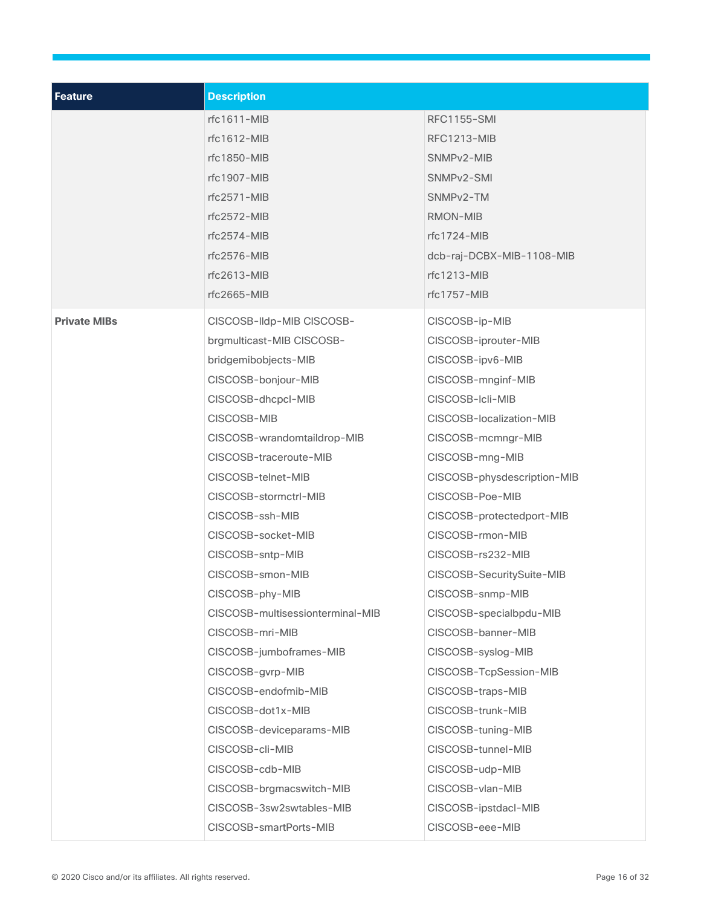| Feature | Description | |
| --- | --- | --- |
| | rfc1611-MIB | RFC1155-SMI |
| | rfc1612-MIB | RFC1213-MIB |
| | rfc1850-MIB | SNMPv2-MIB |
| | rfc1907-MIB | SNMPv2-SMI |
| | rfc2571-MIB | SNMPv2-TM |
| | rfc2572-MIB | RMON-MIB |
| | rfc2574-MIB | rfc1724-MIB |
| | rfc2576-MIB | dcb-raj-DCBX-MIB-1108-MIB |
| | rfc2613-MIB | rfc1213-MIB |
| | rfc2665-MIB | rfc1757-MIB |
| **Private MIBs** | CISCOSB-lldp-MIB CISCOSB-brgmulticast-MIB CISCOSB-bridgemibobjects-MIB | CISCOSB-ip-MIB<br>CISCOSB-iprouter-MIB<br>CISCOSB-ipv6-MIB |
| | CISCOSB-bonjour-MIB | CISCOSB-mnginf-MIB |
| | CISCOSB-dhcpcl-MIB | CISCOSB-lcli-MIB |
| | CISCOSB-MIB | CISCOSB-localization-MIB |
| | CISCOSB-wrandomtaildrop-MIB | CISCOSB-mcmngr-MIB |
| | CISCOSB-traceroute-MIB | CISCOSB-mng-MIB |
| | CISCOSB-telnet-MIB | CISCOSB-physdescription-MIB |
| | CISCOSB-stormctrl-MIB | CISCOSB-Poe-MIB |
| | CISCOSB-ssh-MIB | CISCOSB-protectedport-MIB |
| | CISCOSB-socket-MIB | CISCOSB-rmon-MIB |
| | CISCOSB-sntp-MIB | CISCOSB-rs232-MIB |
| | CISCOSB-smon-MIB | CISCOSB-SecuritySuite-MIB |
| | CISCOSB-phy-MIB | CISCOSB-snmp-MIB |
| | CISCOSB-multisessionterminal-MIB | CISCOSB-specialbpdu-MIB |
| | CISCOSB-mri-MIB | CISCOSB-banner-MIB |
| | CISCOSB-jumboframes-MIB | CISCOSB-syslog-MIB |
| | CISCOSB-gvrp-MIB | CISCOSB-TcpSession-MIB |
| | CISCOSB-endofmib-MIB | CISCOSB-traps-MIB |
| | CISCOSB-dot1x-MIB | CISCOSB-trunk-MIB |
| | CISCOSB-deviceparams-MIB | CISCOSB-tuning-MIB |
| | CISCOSB-cli-MIB | CISCOSB-tunnel-MIB |
| | CISCOSB-cdb-MIB | CISCOSB-udp-MIB |
| | CISCOSB-brgmacswitch-MIB | CISCOSB-vlan-MIB |
| | CISCOSB-3sw2swtables-MIB | CISCOSB-ipstdacl-MIB |
| | CISCOSB-smartPorts-MIB | CISCOSB-eee-MIB |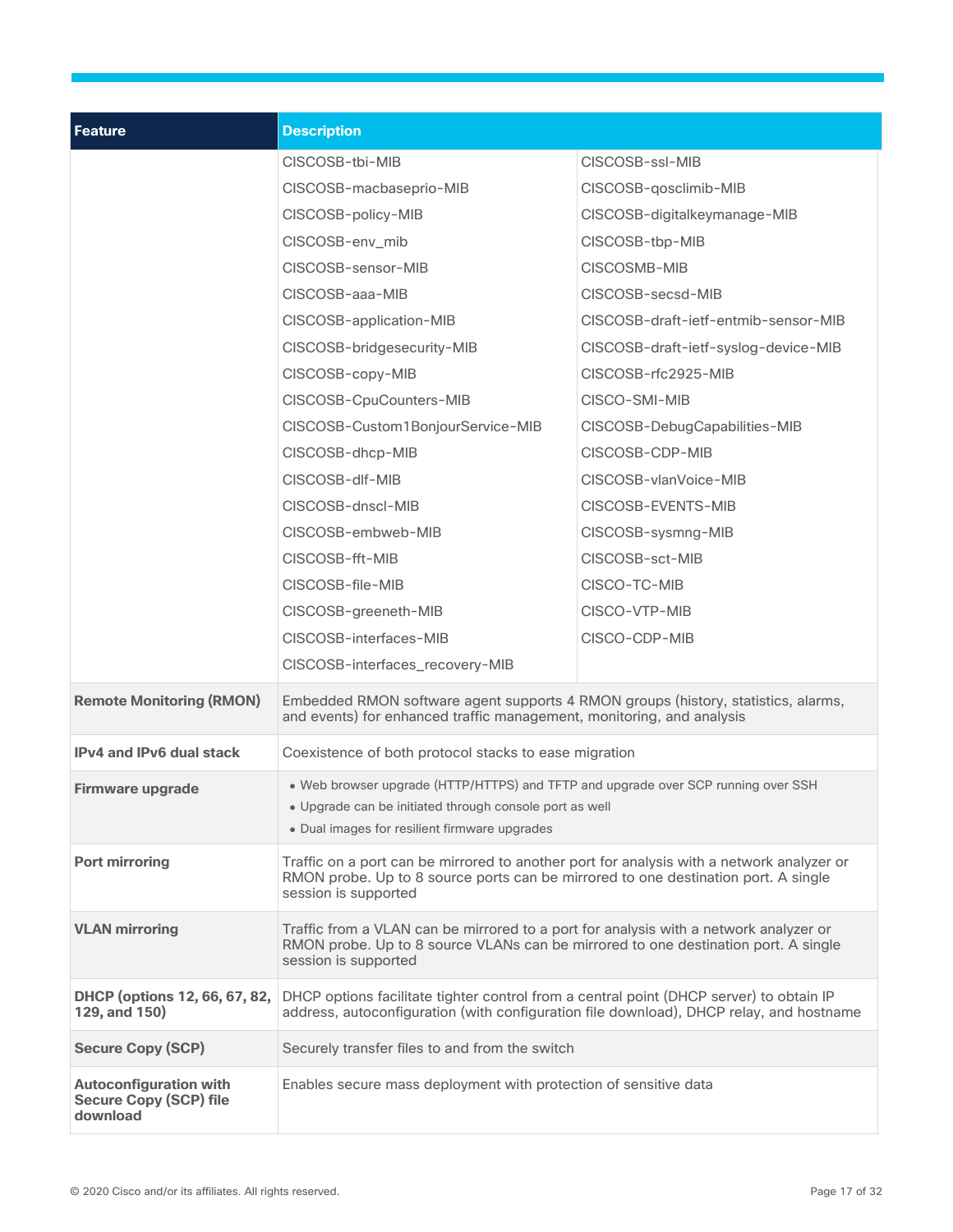| Feature | Description | |
|---|---|---|
| | CISCOSB-tbi-MIB | CISCOSB-ssl-MIB |
| | CISCOSB-macbaseprio-MIB | CISCOSB-qosclimib-MIB |
| | CISCOSB-policy-MIB | CISCOSB-digitalkeymanage-MIB |
| | CISCOSB-env_mib | CISCOSB-tbp-MIB |
| | CISCOSB-sensor-MIB | CISCOSMB-MIB |
| | CISCOSB-aaa-MIB | CISCOSB-secsd-MIB |
| | CISCOSB-application-MIB | CISCOSB-draft-ietf-entmib-sensor-MIB |
| | CISCOSB-bridgesecurity-MIB | CISCOSB-draft-ietf-syslog-device-MIB |
| | CISCOSB-copy-MIB | CISCOSB-rfc2925-MIB |
| | CISCOSB-CpuCounters-MIB | CISCO-SMI-MIB |
| | CISCOSB-Custom1BonjourService-MIB | CISCOSB-DebugCapabilities-MIB |
| | CISCOSB-dhcp-MIB | CISCOSB-CDP-MIB |
| | CISCOSB-dlf-MIB | CISCOSB-vlanVoice-MIB |
| | CISCOSB-dnscl-MIB | CISCOSB-EVENTS-MIB |
| | CISCOSB-embweb-MIB | CISCOSB-sysmng-MIB |
| | CISCOSB-fft-MIB | CISCOSB-sct-MIB |
| | CISCOSB-file-MIB | CISCO-TC-MIB |
| | CISCOSB-greeneth-MIB | CISCO-VTP-MIB |
| | CISCOSB-interfaces-MIB | CISCO-CDP-MIB |
| | CISCOSB-interfaces_recovery-MIB | |
| **Remote Monitoring (RMON)** | Embedded RMON software agent supports 4 RMON groups (history, statistics, alarms, and events) for enhanced traffic management, monitoring, and analysis | |
| **IPv4 and IPv6 dual stack** | Coexistence of both protocol stacks to ease migration | |
| **Firmware upgrade** | • Web browser upgrade (HTTP/HTTPS) and TFTP and upgrade over SCP running over SSH<br>• Upgrade can be initiated through console port as well<br>• Dual images for resilient firmware upgrades | |
| **Port mirroring** | Traffic on a port can be mirrored to another port for analysis with a network analyzer or RMON probe. Up to 8 source ports can be mirrored to one destination port. A single session is supported | |
| **VLAN mirroring** | Traffic from a VLAN can be mirrored to a port for analysis with a network analyzer or RMON probe. Up to 8 source VLANs can be mirrored to one destination port. A single session is supported | |
| **DHCP (options 12, 66, 67, 82, 129, and 150)** | DHCP options facilitate tighter control from a central point (DHCP server) to obtain IP address, autoconfiguration (with configuration file download), DHCP relay, and hostname | |
| **Secure Copy (SCP)** | Securely transfer files to and from the switch | |
| **Autoconfiguration with Secure Copy (SCP) file download** | Enables secure mass deployment with protection of sensitive data | |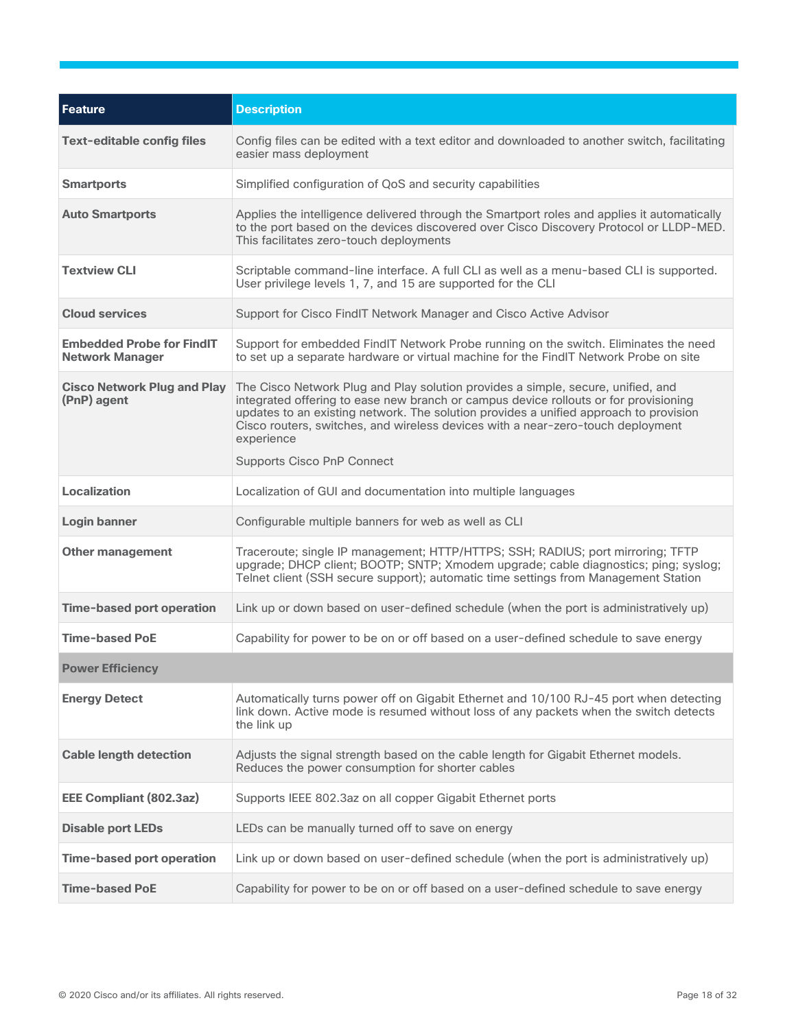| Feature | Description |
| --- | --- |
| **Text-editable config files** | Config files can be edited with a text editor and downloaded to another switch, facilitating easier mass deployment |
| **Smartports** | Simplified configuration of QoS and security capabilities |
| **Auto Smartports** | Applies the intelligence delivered through the Smartport roles and applies it automatically to the port based on the devices discovered over Cisco Discovery Protocol or LLDP-MED. This facilitates zero-touch deployments |
| **Textview CLI** | Scriptable command-line interface. A full CLI as well as a menu-based CLI is supported. User privilege levels 1, 7, and 15 are supported for the CLI |
| **Cloud services** | Support for Cisco FindIT Network Manager and Cisco Active Advisor |
| **Embedded Probe for FindIT Network Manager** | Support for embedded FindIT Network Probe running on the switch. Eliminates the need to set up a separate hardware or virtual machine for the FindIT Network Probe on site |
| **Cisco Network Plug and Play (PnP) agent** | The Cisco Network Plug and Play solution provides a simple, secure, unified, and integrated offering to ease new branch or campus device rollouts or for provisioning updates to an existing network. The solution provides a unified approach to provision Cisco routers, switches, and wireless devices with a near-zero-touch deployment experience<br><br>Supports Cisco PnP Connect |
| **Localization** | Localization of GUI and documentation into multiple languages |
| **Login banner** | Configurable multiple banners for web as well as CLI |
| **Other management** | Traceroute; single IP management; HTTP/HTTPS; SSH; RADIUS; port mirroring; TFTP upgrade; DHCP client; BOOTP; SNTP; Xmodem upgrade; cable diagnostics; ping; syslog; Telnet client (SSH secure support); automatic time settings from Management Station |
| **Time-based port operation** | Link up or down based on user-defined schedule (when the port is administratively up) |
| **Time-based PoE** | Capability for power to be on or off based on a user-defined schedule to save energy |
| **Power Efficiency** | |
| **Energy Detect** | Automatically turns power off on Gigabit Ethernet and 10/100 RJ-45 port when detecting link down. Active mode is resumed without loss of any packets when the switch detects the link up |
| **Cable length detection** | Adjusts the signal strength based on the cable length for Gigabit Ethernet models. Reduces the power consumption for shorter cables |
| **EEE Compliant (802.3az)** | Supports IEEE 802.3az on all copper Gigabit Ethernet ports |
| **Disable port LEDs** | LEDs can be manually turned off to save on energy |
| **Time-based port operation** | Link up or down based on user-defined schedule (when the port is administratively up) |
| **Time-based PoE** | Capability for power to be on or off based on a user-defined schedule to save energy |

© 2020 Cisco and/or its affiliates. All rights reserved.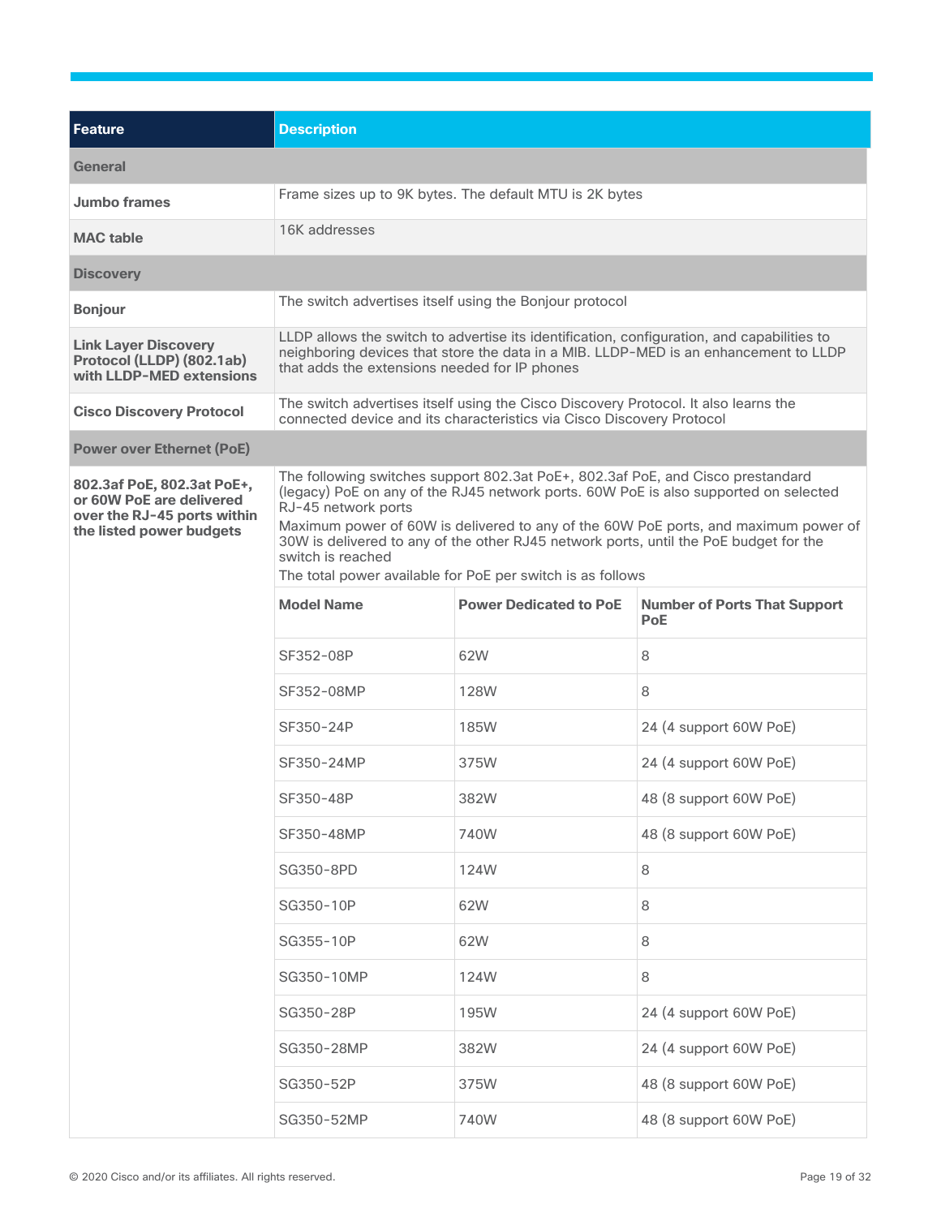| Feature | Description | | |
|---|---|---|---|
| **General** | | | |
| **Jumbo frames** | Frame sizes up to 9K bytes. The default MTU is 2K bytes | | |
| **MAC table** | 16K addresses | | |
| **Discovery** | | | |
| **Bonjour** | The switch advertises itself using the Bonjour protocol | | |
| **Link Layer Discovery Protocol (LLDP) (802.1ab) with LLDP-MED extensions** | LLDP allows the switch to advertise its identification, configuration, and capabilities to neighboring devices that store the data in a MIB. LLDP-MED is an enhancement to LLDP that adds the extensions needed for IP phones | | |
| **Cisco Discovery Protocol** | The switch advertises itself using the Cisco Discovery Protocol. It also learns the connected device and its characteristics via Cisco Discovery Protocol | | |
| **Power over Ethernet (PoE)** | | | |
| **802.3af PoE, 802.3at PoE+, or 60W PoE are delivered over the RJ-45 ports within the listed power budgets** | The following switches support 802.3at PoE+, 802.3af PoE, and Cisco prestandard (legacy) PoE on any of the RJ45 network ports. 60W PoE is also supported on selected RJ-45 network ports<br>Maximum power of 60W is delivered to any of the 60W PoE ports, and maximum power of 30W is delivered to any of the other RJ45 network ports, until the PoE budget for the switch is reached<br>The total power available for PoE per switch is as follows | | |
| | **Model Name** | **Power Dedicated to PoE** | **Number of Ports That Support PoE** |
| | SF352-08P | 62W | 8 |
| | SF352-08MP | 128W | 8 |
| | SF350-24P | 185W | 24 (4 support 60W PoE) |
| | SF350-24MP | 375W | 24 (4 support 60W PoE) |
| | SF350-48P | 382W | 48 (8 support 60W PoE) |
| | SF350-48MP | 740W | 48 (8 support 60W PoE) |
| | SG350-8PD | 124W | 8 |
| | SG350-10P | 62W | 8 |
| | SG355-10P | 62W | 8 |
| | SG350-10MP | 124W | 8 |
| | SG350-28P | 195W | 24 (4 support 60W PoE) |
| | SG350-28MP | 382W | 24 (4 support 60W PoE) |
| | SG350-52P | 375W | 48 (8 support 60W PoE) |
| | SG350-52MP | 740W | 48 (8 support 60W PoE) |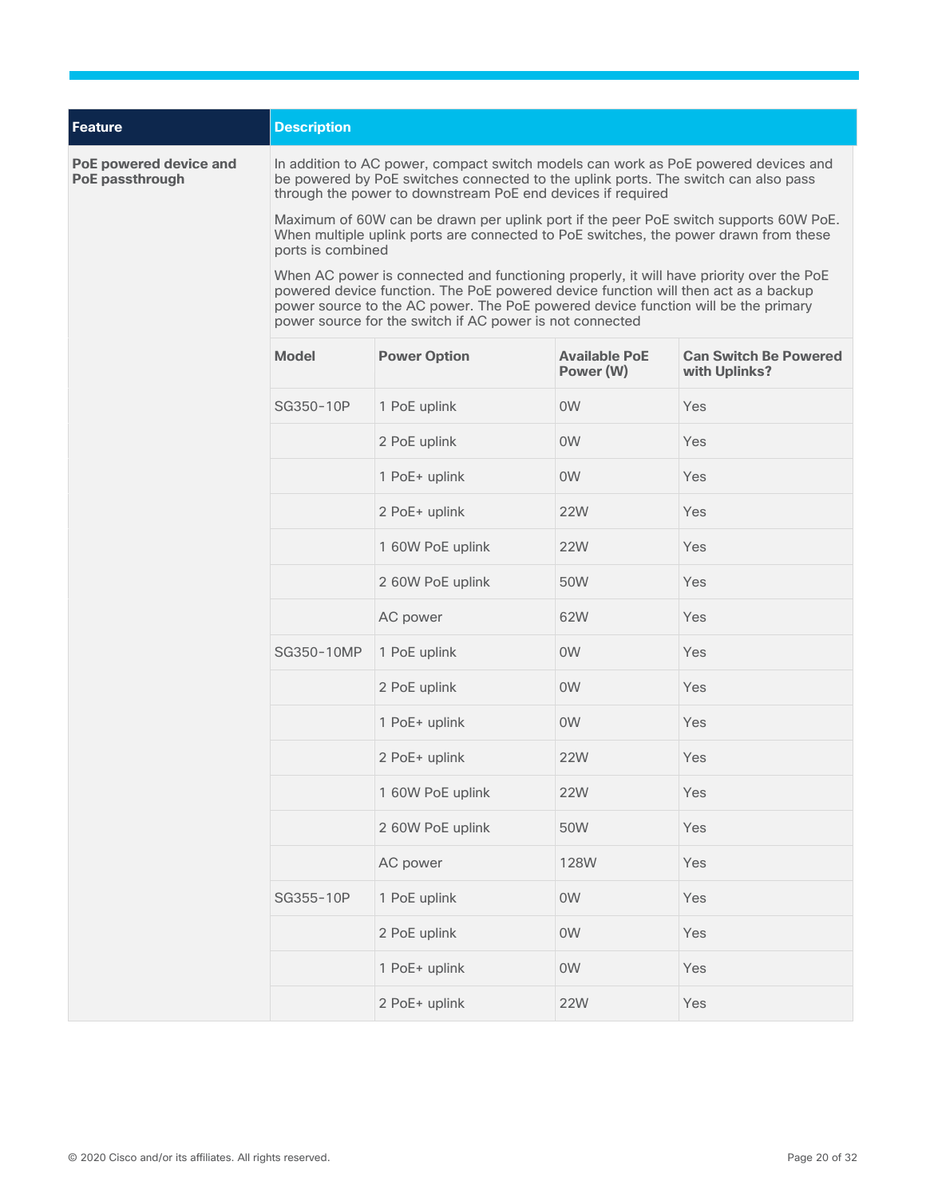| Feature | Description | | | |
|---|---|---|---|---|
| **PoE powered device and PoE passthrough** | In addition to AC power, compact switch models can work as PoE powered devices and be powered by PoE switches connected to the uplink ports. The switch can also pass through the power to downstream PoE end devices if required<br><br>Maximum of 60W can be drawn per uplink port if the peer PoE switch supports 60W PoE. When multiple uplink ports are connected to PoE switches, the power drawn from these ports is combined<br><br>When AC power is connected and functioning properly, it will have priority over the PoE powered device function. The PoE powered device function will then act as a backup power source to the AC power. The PoE powered device function will be the primary power source for the switch if AC power is not connected | | | |
| | **Model** | **Power Option** | **Available PoE Power (W)** | **Can Switch Be Powered with Uplinks?** |
| | SG350-10P | 1 PoE uplink | 0W | Yes |
| | | 2 PoE uplink | 0W | Yes |
| | | 1 PoE+ uplink | 0W | Yes |
| | | 2 PoE+ uplink | 22W | Yes |
| | | 1 60W PoE uplink | 22W | Yes |
| | | 2 60W PoE uplink | 50W | Yes |
| | | AC power | 62W | Yes |
| | SG350-10MP | 1 PoE uplink | 0W | Yes |
| | | 2 PoE uplink | 0W | Yes |
| | | 1 PoE+ uplink | 0W | Yes |
| | | 2 PoE+ uplink | 22W | Yes |
| | | 1 60W PoE uplink | 22W | Yes |
| | | 2 60W PoE uplink | 50W | Yes |
| | | AC power | 128W | Yes |
| | SG355-10P | 1 PoE uplink | 0W | Yes |
| | | 2 PoE uplink | 0W | Yes |
| | | 1 PoE+ uplink | 0W | Yes |
| | | 2 PoE+ uplink | 22W | Yes |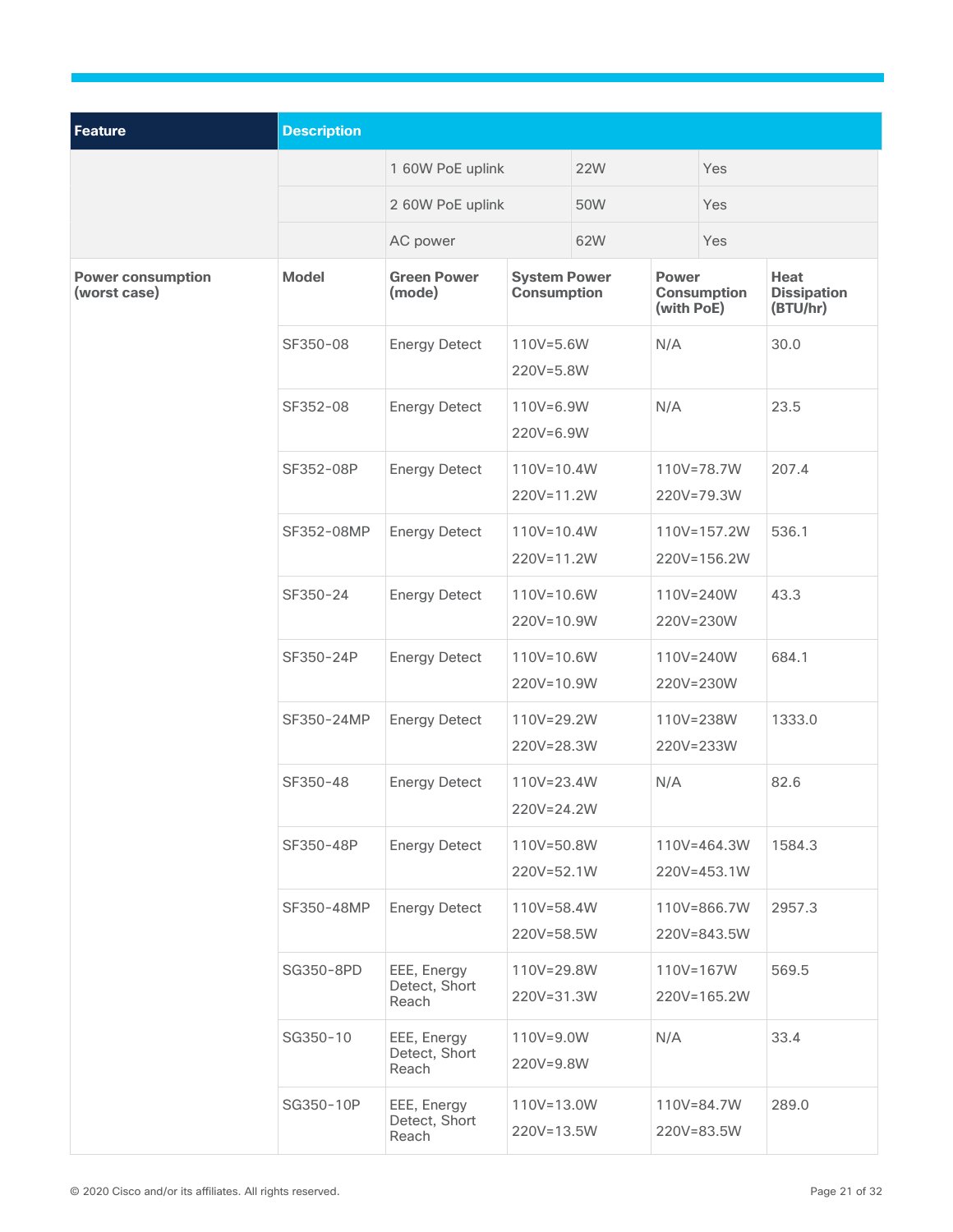| Feature | Description | | | | |
|---|---|---|---|---|---|
| | | 1 60W PoE uplink | 22W | Yes | |
| | | 2 60W PoE uplink | 50W | Yes | |
| | | AC power | 62W | Yes | |
| Power consumption (worst case) | Model | Green Power (mode) | System Power Consumption | Power Consumption (with PoE) | Heat Dissipation (BTU/hr) |
| | SF350-08 | Energy Detect | 110V=5.6W<br>220V=5.8W | N/A | 30.0 |
| | SF352-08 | Energy Detect | 110V=6.9W<br>220V=6.9W | N/A | 23.5 |
| | SF352-08P | Energy Detect | 110V=10.4W<br>220V=11.2W | 110V=78.7W<br>220V=79.3W | 207.4 |
| | SF352-08MP | Energy Detect | 110V=10.4W<br>220V=11.2W | 110V=157.2W<br>220V=156.2W | 536.1 |
| | SF350-24 | Energy Detect | 110V=10.6W<br>220V=10.9W | 110V=240W<br>220V=230W | 43.3 |
| | SF350-24P | Energy Detect | 110V=10.6W<br>220V=10.9W | 110V=240W<br>220V=230W | 684.1 |
| | SF350-24MP | Energy Detect | 110V=29.2W<br>220V=28.3W | 110V=238W<br>220V=233W | 1333.0 |
| | SF350-48 | Energy Detect | 110V=23.4W<br>220V=24.2W | N/A | 82.6 |
| | SF350-48P | Energy Detect | 110V=50.8W<br>220V=52.1W | 110V=464.3W<br>220V=453.1W | 1584.3 |
| | SF350-48MP | Energy Detect | 110V=58.4W<br>220V=58.5W | 110V=866.7W<br>220V=843.5W | 2957.3 |
| | SG350-8PD | EEE, Energy Detect, Short Reach | 110V=29.8W<br>220V=31.3W | 110V=167W<br>220V=165.2W | 569.5 |
| | SG350-10 | EEE, Energy Detect, Short Reach | 110V=9.0W<br>220V=9.8W | N/A | 33.4 |
| | SG350-10P | EEE, Energy Detect, Short Reach | 110V=13.0W<br>220V=13.5W | 110V=84.7W<br>220V=83.5W | 289.0 |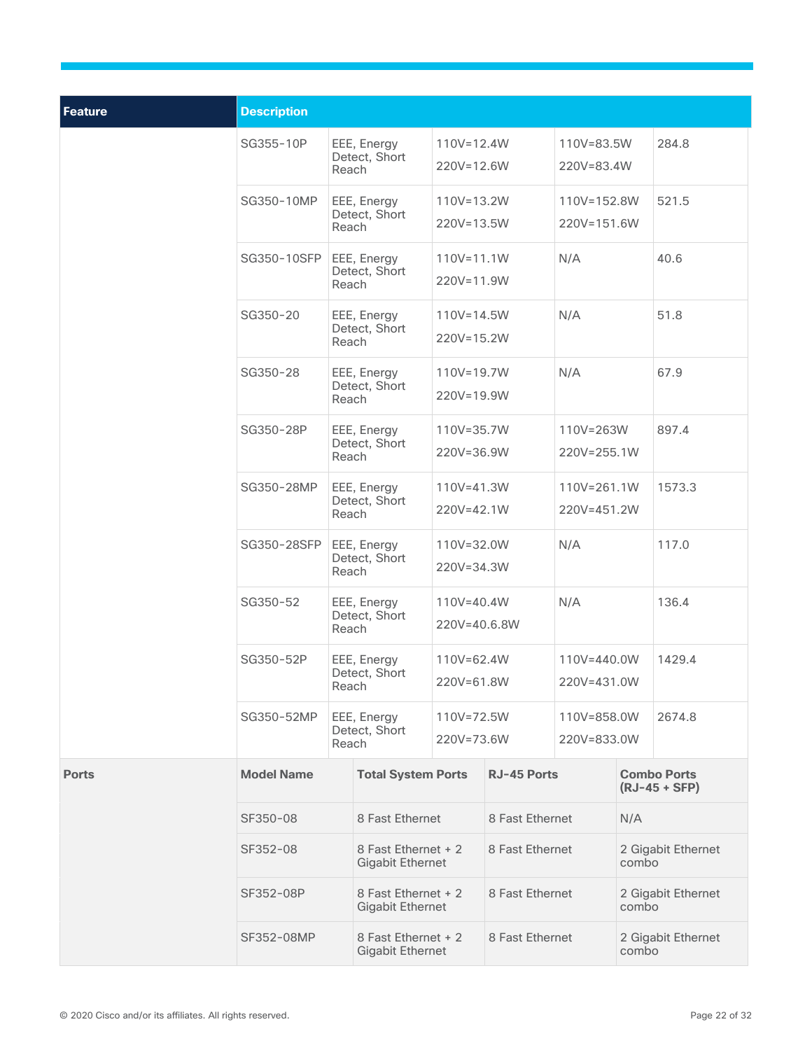| Feature | Description | | | | |
|---|---|---|---|---|---|
| | SG355-10P | EEE, Energy Detect, Short Reach | 110V=12.4W<br>220V=12.6W | 110V=83.5W<br>220V=83.4W | 284.8 |
| | SG350-10MP | EEE, Energy Detect, Short Reach | 110V=13.2W<br>220V=13.5W | 110V=152.8W<br>220V=151.6W | 521.5 |
| | SG350-10SFP | EEE, Energy Detect, Short Reach | 110V=11.1W<br>220V=11.9W | N/A | 40.6 |
| | SG350-20 | EEE, Energy Detect, Short Reach | 110V=14.5W<br>220V=15.2W | N/A | 51.8 |
| | SG350-28 | EEE, Energy Detect, Short Reach | 110V=19.7W<br>220V=19.9W | N/A | 67.9 |
| | SG350-28P | EEE, Energy Detect, Short Reach | 110V=35.7W<br>220V=36.9W | 110V=263W<br>220V=255.1W | 897.4 |
| | SG350-28MP | EEE, Energy Detect, Short Reach | 110V=41.3W<br>220V=42.1W | 110V=261.1W<br>220V=451.2W | 1573.3 |
| | SG350-28SFP | EEE, Energy Detect, Short Reach | 110V=32.0W<br>220V=34.3W | N/A | 117.0 |
| | SG350-52 | EEE, Energy Detect, Short Reach | 110V=40.4W<br>220V=40.6.8W | N/A | 136.4 |
| | SG350-52P | EEE, Energy Detect, Short Reach | 110V=62.4W<br>220V=61.8W | 110V=440.0W<br>220V=431.0W | 1429.4 |
| | SG350-52MP | EEE, Energy Detect, Short Reach | 110V=72.5W<br>220V=73.6W | 110V=858.0W<br>220V=833.0W | 2674.8 |

| Ports | Model Name | Total System Ports | RJ-45 Ports | Combo Ports (RJ-45 + SFP) |
|---|---|---|---|---|
| | SF350-08 | 8 Fast Ethernet | 8 Fast Ethernet | N/A |
| | SF352-08 | 8 Fast Ethernet + 2 Gigabit Ethernet | 8 Fast Ethernet | 2 Gigabit Ethernet combo |
| | SF352-08P | 8 Fast Ethernet + 2 Gigabit Ethernet | 8 Fast Ethernet | 2 Gigabit Ethernet combo |
| | SF352-08MP | 8 Fast Ethernet + 2 Gigabit Ethernet | 8 Fast Ethernet | 2 Gigabit Ethernet combo |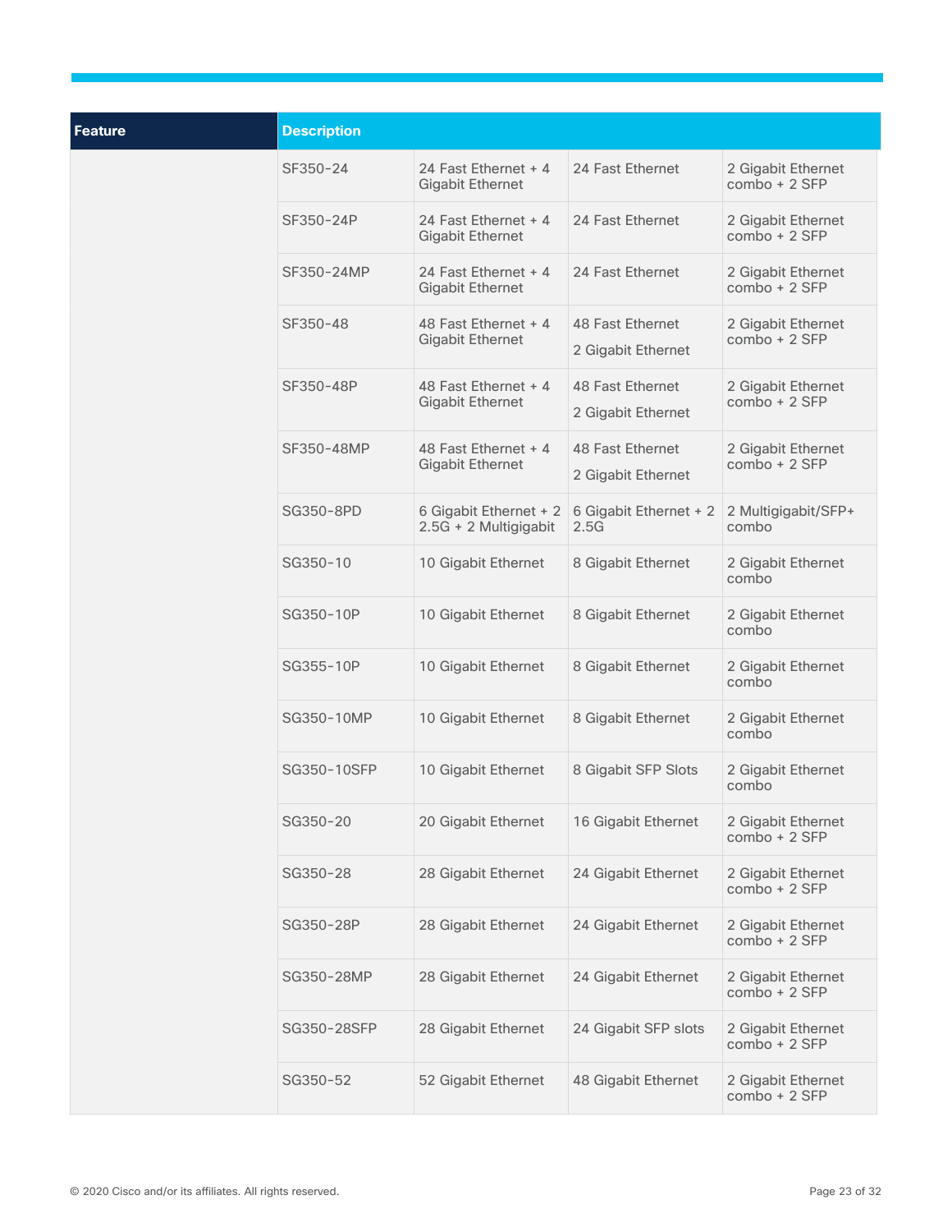| Feature | Description | | | |
| --- | --- | --- | --- | --- |
| | SF350-24 | 24 Fast Ethernet + 4 Gigabit Ethernet | 24 Fast Ethernet | 2 Gigabit Ethernet combo + 2 SFP |
| | SF350-24P | 24 Fast Ethernet + 4 Gigabit Ethernet | 24 Fast Ethernet | 2 Gigabit Ethernet combo + 2 SFP |
| | SF350-24MP | 24 Fast Ethernet + 4 Gigabit Ethernet | 24 Fast Ethernet | 2 Gigabit Ethernet combo + 2 SFP |
| | SF350-48 | 48 Fast Ethernet + 4 Gigabit Ethernet | 48 Fast Ethernet<br>2 Gigabit Ethernet | 2 Gigabit Ethernet combo + 2 SFP |
| | SF350-48P | 48 Fast Ethernet + 4 Gigabit Ethernet | 48 Fast Ethernet<br>2 Gigabit Ethernet | 2 Gigabit Ethernet combo + 2 SFP |
| | SF350-48MP | 48 Fast Ethernet + 4 Gigabit Ethernet | 48 Fast Ethernet<br>2 Gigabit Ethernet | 2 Gigabit Ethernet combo + 2 SFP |
| | SG350-8PD | 6 Gigabit Ethernet + 2 2.5G + 2 Multigigabit | 6 Gigabit Ethernet + 2 2.5G | 2 Multigigabit/SFP+ combo |
| | SG350-10 | 10 Gigabit Ethernet | 8 Gigabit Ethernet | 2 Gigabit Ethernet combo |
| | SG350-10P | 10 Gigabit Ethernet | 8 Gigabit Ethernet | 2 Gigabit Ethernet combo |
| | SG355-10P | 10 Gigabit Ethernet | 8 Gigabit Ethernet | 2 Gigabit Ethernet combo |
| | SG350-10MP | 10 Gigabit Ethernet | 8 Gigabit Ethernet | 2 Gigabit Ethernet combo |
| | SG350-10SFP | 10 Gigabit Ethernet | 8 Gigabit SFP Slots | 2 Gigabit Ethernet combo |
| | SG350-20 | 20 Gigabit Ethernet | 16 Gigabit Ethernet | 2 Gigabit Ethernet combo + 2 SFP |
| | SG350-28 | 28 Gigabit Ethernet | 24 Gigabit Ethernet | 2 Gigabit Ethernet combo + 2 SFP |
| | SG350-28P | 28 Gigabit Ethernet | 24 Gigabit Ethernet | 2 Gigabit Ethernet combo + 2 SFP |
| | SG350-28MP | 28 Gigabit Ethernet | 24 Gigabit Ethernet | 2 Gigabit Ethernet combo + 2 SFP |
| | SG350-28SFP | 28 Gigabit Ethernet | 24 Gigabit SFP slots | 2 Gigabit Ethernet combo + 2 SFP |
| | SG350-52 | 52 Gigabit Ethernet | 48 Gigabit Ethernet | 2 Gigabit Ethernet combo + 2 SFP |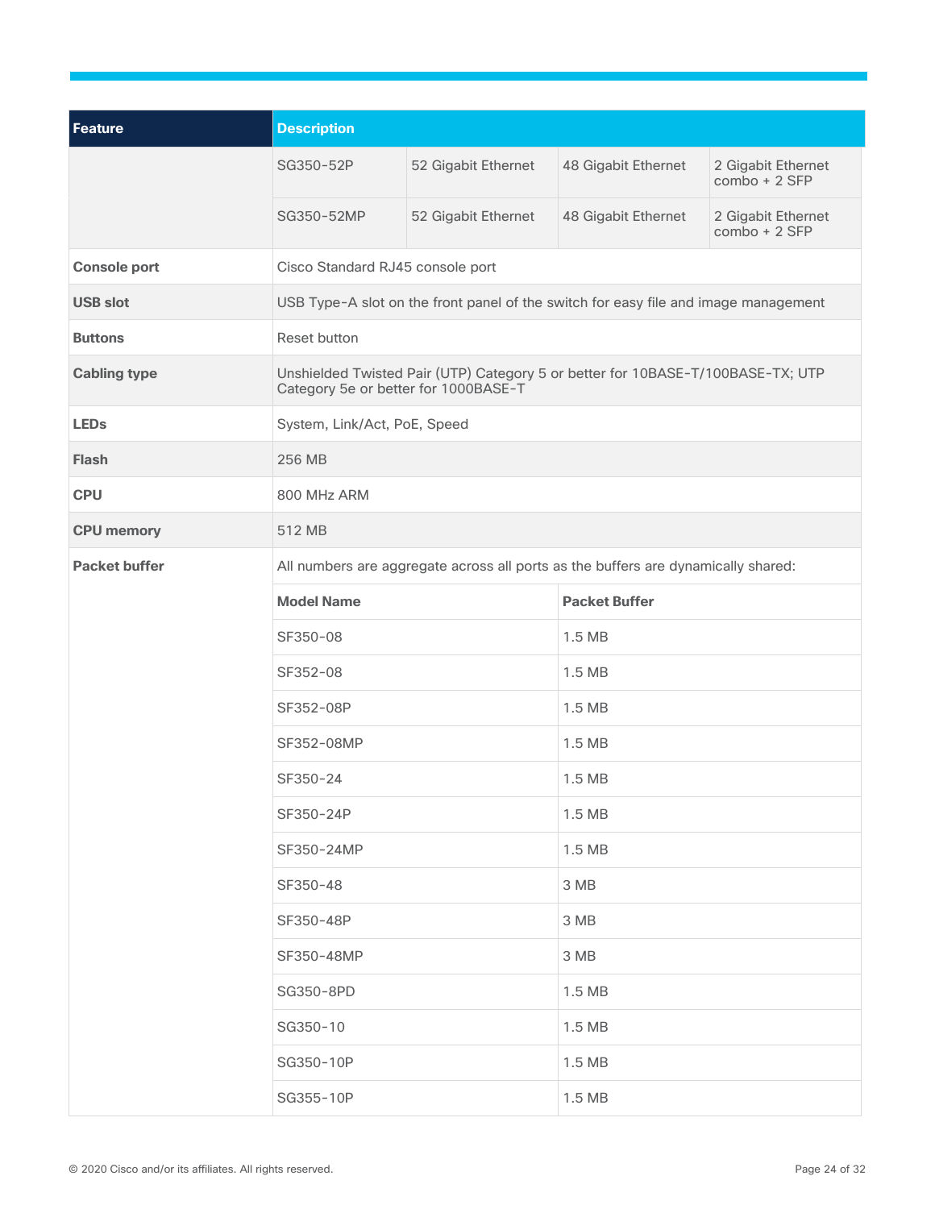| Feature | Description | | | |
|---|---|---|---|---|
| | SG350-52P | 52 Gigabit Ethernet | 48 Gigabit Ethernet | 2 Gigabit Ethernet combo + 2 SFP |
| | SG350-52MP | 52 Gigabit Ethernet | 48 Gigabit Ethernet | 2 Gigabit Ethernet combo + 2 SFP |
| **Console port** | Cisco Standard RJ45 console port | | | |
| **USB slot** | USB Type-A slot on the front panel of the switch for easy file and image management | | | |
| **Buttons** | Reset button | | | |
| **Cabling type** | Unshielded Twisted Pair (UTP) Category 5 or better for 10BASE-T/100BASE-TX; UTP Category 5e or better for 1000BASE-T | | | |
| **LEDs** | System, Link/Act, PoE, Speed | | | |
| **Flash** | 256 MB | | | |
| **CPU** | 800 MHz ARM | | | |
| **CPU memory** | 512 MB | | | |
| **Packet buffer** | All numbers are aggregate across all ports as the buffers are dynamically shared: | | | |
| | **Model Name** | **Packet Buffer** | | |
| | SF350-08 | 1.5 MB | | |
| | SF352-08 | 1.5 MB | | |
| | SF352-08P | 1.5 MB | | |
| | SF352-08MP | 1.5 MB | | |
| | SF350-24 | 1.5 MB | | |
| | SF350-24P | 1.5 MB | | |
| | SF350-24MP | 1.5 MB | | |
| | SF350-48 | 3 MB | | |
| | SF350-48P | 3 MB | | |
| | SF350-48MP | 3 MB | | |
| | SG350-8PD | 1.5 MB | | |
| | SG350-10 | 1.5 MB | | |
| | SG350-10P | 1.5 MB | | |
| | SG355-10P | 1.5 MB | | |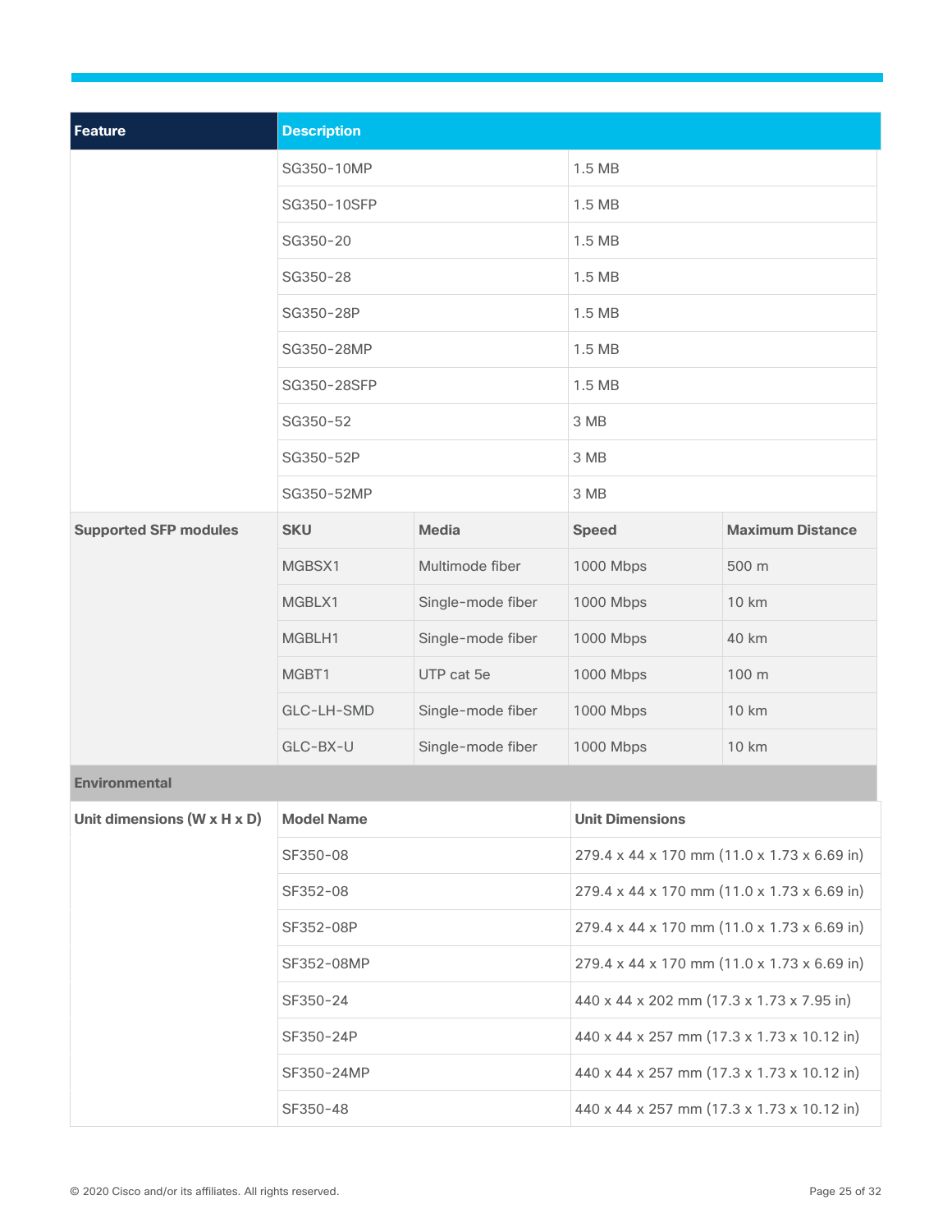| Feature | Description | | | |
|---|---|---|---|---|
| | SG350-10MP | | 1.5 MB | |
| | SG350-10SFP | | 1.5 MB | |
| | SG350-20 | | 1.5 MB | |
| | SG350-28 | | 1.5 MB | |
| | SG350-28P | | 1.5 MB | |
| | SG350-28MP | | 1.5 MB | |
| | SG350-28SFP | | 1.5 MB | |
| | SG350-52 | | 3 MB | |
| | SG350-52P | | 3 MB | |
| | SG350-52MP | | 3 MB | |
| **Supported SFP modules** | **SKU** | **Media** | **Speed** | **Maximum Distance** |
| | MGBSX1 | Multimode fiber | 1000 Mbps | 500 m |
| | MGBLX1 | Single-mode fiber | 1000 Mbps | 10 km |
| | MGBLH1 | Single-mode fiber | 1000 Mbps | 40 km |
| | MGBT1 | UTP cat 5e | 1000 Mbps | 100 m |
| | GLC-LH-SMD | Single-mode fiber | 1000 Mbps | 10 km |
| | GLC-BX-U | Single-mode fiber | 1000 Mbps | 10 km |
| **Environmental** | | | | |
| **Unit dimensions (W x H x D)** | **Model Name** | | **Unit Dimensions** | |
| | SF350-08 | | 279.4 x 44 x 170 mm (11.0 x 1.73 x 6.69 in) | |
| | SF352-08 | | 279.4 x 44 x 170 mm (11.0 x 1.73 x 6.69 in) | |
| | SF352-08P | | 279.4 x 44 x 170 mm (11.0 x 1.73 x 6.69 in) | |
| | SF352-08MP | | 279.4 x 44 x 170 mm (11.0 x 1.73 x 6.69 in) | |
| | SF350-24 | | 440 x 44 x 202 mm (17.3 x 1.73 x 7.95 in) | |
| | SF350-24P | | 440 x 44 x 257 mm (17.3 x 1.73 x 10.12 in) | |
| | SF350-24MP | | 440 x 44 x 257 mm (17.3 x 1.73 x 10.12 in) | |
| | SF350-48 | | 440 x 44 x 257 mm (17.3 x 1.73 x 10.12 in) | |

© 2020 Cisco and/or its affiliates. All rights reserved.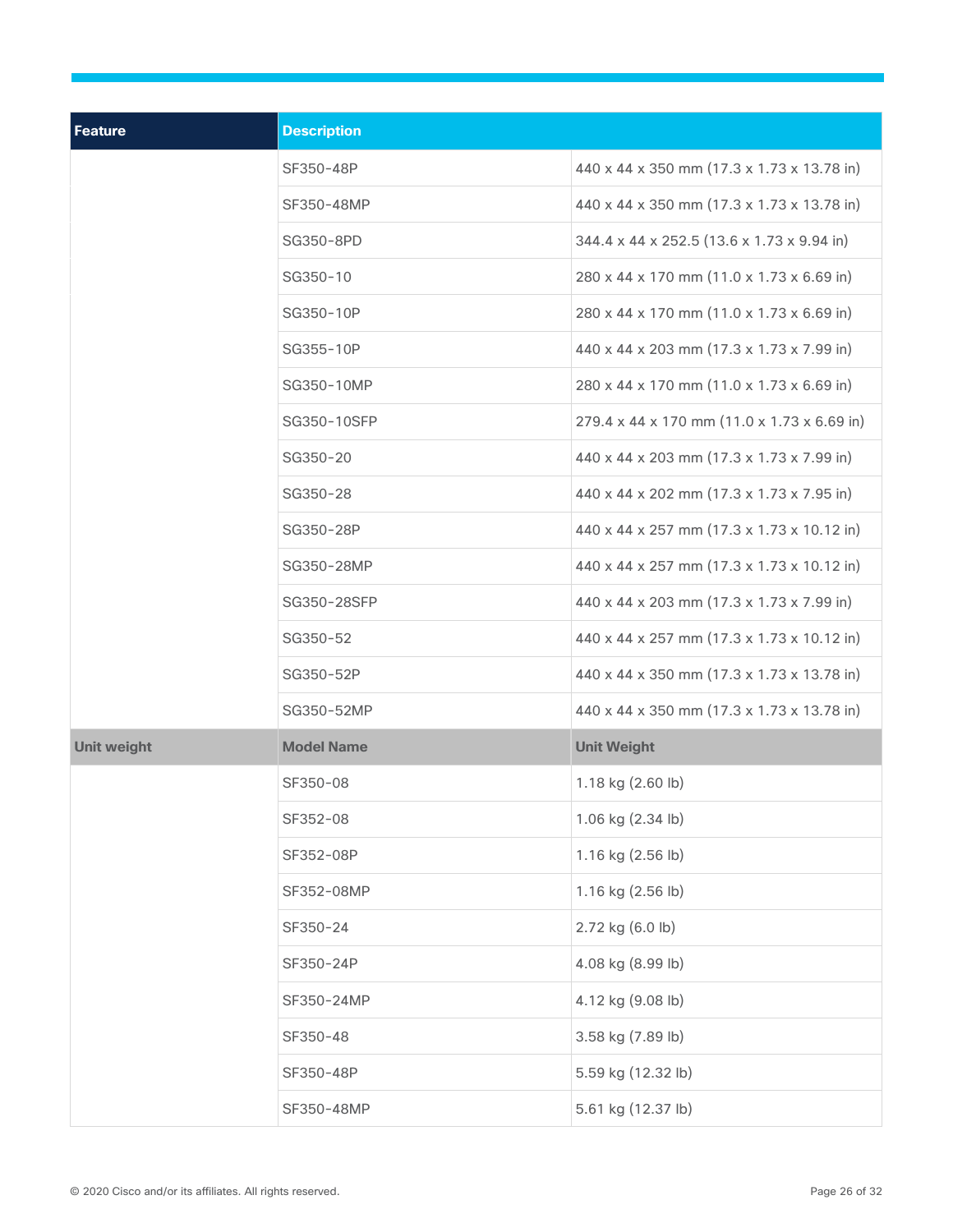| Feature | Description | |
|---|---|---|
| | SF350-48P | 440 x 44 x 350 mm (17.3 x 1.73 x 13.78 in) |
| | SF350-48MP | 440 x 44 x 350 mm (17.3 x 1.73 x 13.78 in) |
| | SG350-8PD | 344.4 x 44 x 252.5 (13.6 x 1.73 x 9.94 in) |
| | SG350-10 | 280 x 44 x 170 mm (11.0 x 1.73 x 6.69 in) |
| | SG350-10P | 280 x 44 x 170 mm (11.0 x 1.73 x 6.69 in) |
| | SG355-10P | 440 x 44 x 203 mm (17.3 x 1.73 x 7.99 in) |
| | SG350-10MP | 280 x 44 x 170 mm (11.0 x 1.73 x 6.69 in) |
| | SG350-10SFP | 279.4 x 44 x 170 mm (11.0 x 1.73 x 6.69 in) |
| | SG350-20 | 440 x 44 x 203 mm (17.3 x 1.73 x 7.99 in) |
| | SG350-28 | 440 x 44 x 202 mm (17.3 x 1.73 x 7.95 in) |
| | SG350-28P | 440 x 44 x 257 mm (17.3 x 1.73 x 10.12 in) |
| | SG350-28MP | 440 x 44 x 257 mm (17.3 x 1.73 x 10.12 in) |
| | SG350-28SFP | 440 x 44 x 203 mm (17.3 x 1.73 x 7.99 in) |
| | SG350-52 | 440 x 44 x 257 mm (17.3 x 1.73 x 10.12 in) |
| | SG350-52P | 440 x 44 x 350 mm (17.3 x 1.73 x 13.78 in) |
| | SG350-52MP | 440 x 44 x 350 mm (17.3 x 1.73 x 13.78 in) |
| **Unit weight** | **Model Name** | **Unit Weight** |
| | SF350-08 | 1.18 kg (2.60 lb) |
| | SF352-08 | 1.06 kg (2.34 lb) |
| | SF352-08P | 1.16 kg (2.56 lb) |
| | SF352-08MP | 1.16 kg (2.56 lb) |
| | SF350-24 | 2.72 kg (6.0 lb) |
| | SF350-24P | 4.08 kg (8.99 lb) |
| | SF350-24MP | 4.12 kg (9.08 lb) |
| | SF350-48 | 3.58 kg (7.89 lb) |
| | SF350-48P | 5.59 kg (12.32 lb) |
| | SF350-48MP | 5.61 kg (12.37 lb) |

© 2020 Cisco and/or its affiliates. All rights reserved.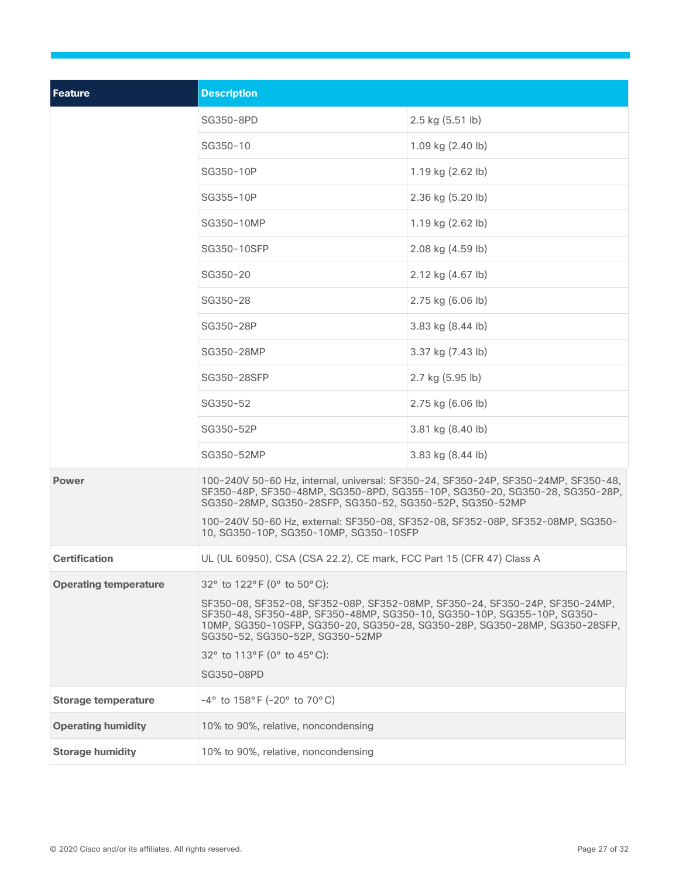| Feature | Description | |
|---|---|---|
| | SG350-8PD | 2.5 kg (5.51 lb) |
| | SG350-10 | 1.09 kg (2.40 lb) |
| | SG350-10P | 1.19 kg (2.62 lb) |
| | SG355-10P | 2.36 kg (5.20 lb) |
| | SG350-10MP | 1.19 kg (2.62 lb) |
| | SG350-10SFP | 2.08 kg (4.59 lb) |
| | SG350-20 | 2.12 kg (4.67 lb) |
| | SG350-28 | 2.75 kg (6.06 lb) |
| | SG350-28P | 3.83 kg (8.44 lb) |
| | SG350-28MP | 3.37 kg (7.43 lb) |
| | SG350-28SFP | 2.7 kg (5.95 lb) |
| | SG350-52 | 2.75 kg (6.06 lb) |
| | SG350-52P | 3.81 kg (8.40 lb) |
| | SG350-52MP | 3.83 kg (8.44 lb) |
| **Power** | 100-240V 50-60 Hz, internal, universal: SF350-24, SF350-24P, SF350-24MP, SF350-48, SF350-48P, SF350-48MP, SG350-8PD, SG355-10P, SG350-20, SG350-28, SG350-28P, SG350-28MP, SG350-28SFP, SG350-52, SG350-52P, SG350-52MP<br><br>100-240V 50-60 Hz, external: SF350-08, SF352-08, SF352-08P, SF352-08MP, SG350-10, SG350-10P, SG350-10MP, SG350-10SFP | |
| **Certification** | UL (UL 60950), CSA (CSA 22.2), CE mark, FCC Part 15 (CFR 47) Class A | |
| **Operating temperature** | 32° to 122°F (0° to 50°C):<br><br>SF350-08, SF352-08, SF352-08P, SF352-08MP, SF350-24, SF350-24P, SF350-24MP, SF350-48, SF350-48P, SF350-48MP, SG350-10, SG350-10P, SG355-10P, SG350-10MP, SG350-10SFP, SG350-20, SG350-28, SG350-28P, SG350-28MP, SG350-28SFP, SG350-52, SG350-52P, SG350-52MP<br><br>32° to 113°F (0° to 45°C):<br><br>SG350-08PD | |
| **Storage temperature** | -4° to 158°F (-20° to 70°C) | |
| **Operating humidity** | 10% to 90%, relative, noncondensing | |
| **Storage humidity** | 10% to 90%, relative, noncondensing | |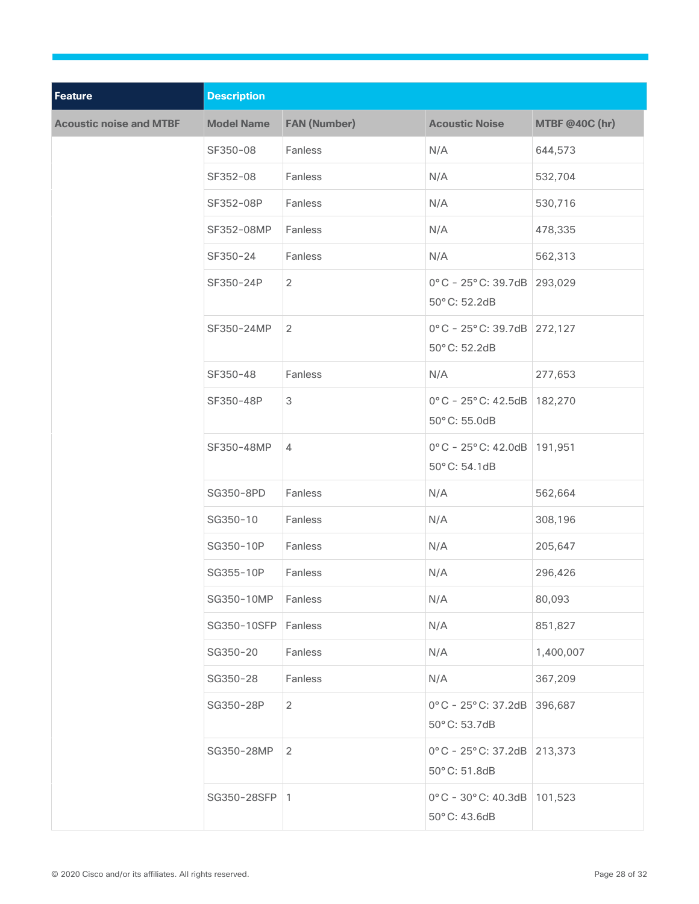| Feature | Description | | | |
|---|---|---|---|---|
| Acoustic noise and MTBF | Model Name | FAN (Number) | Acoustic Noise | MTBF @40C (hr) |
| | SF350-08 | Fanless | N/A | 644,573 |
| | SF352-08 | Fanless | N/A | 532,704 |
| | SF352-08P | Fanless | N/A | 530,716 |
| | SF352-08MP | Fanless | N/A | 478,335 |
| | SF350-24 | Fanless | N/A | 562,313 |
| | SF350-24P | 2 | 0° C - 25° C: 39.7dB<br>50° C: 52.2dB | 293,029 |
| | SF350-24MP | 2 | 0° C - 25° C: 39.7dB<br>50° C: 52.2dB | 272,127 |
| | SF350-48 | Fanless | N/A | 277,653 |
| | SF350-48P | 3 | 0° C - 25° C: 42.5dB<br>50° C: 55.0dB | 182,270 |
| | SF350-48MP | 4 | 0° C - 25° C: 42.0dB<br>50° C: 54.1dB | 191,951 |
| | SG350-8PD | Fanless | N/A | 562,664 |
| | SG350-10 | Fanless | N/A | 308,196 |
| | SG350-10P | Fanless | N/A | 205,647 |
| | SG355-10P | Fanless | N/A | 296,426 |
| | SG350-10MP | Fanless | N/A | 80,093 |
| | SG350-10SFP | Fanless | N/A | 851,827 |
| | SG350-20 | Fanless | N/A | 1,400,007 |
| | SG350-28 | Fanless | N/A | 367,209 |
| | SG350-28P | 2 | 0° C - 25° C: 37.2dB<br>50° C: 53.7dB | 396,687 |
| | SG350-28MP | 2 | 0° C - 25° C: 37.2dB<br>50° C: 51.8dB | 213,373 |
| | SG350-28SFP | 1 | 0° C - 30° C: 40.3dB<br>50° C: 43.6dB | 101,523 |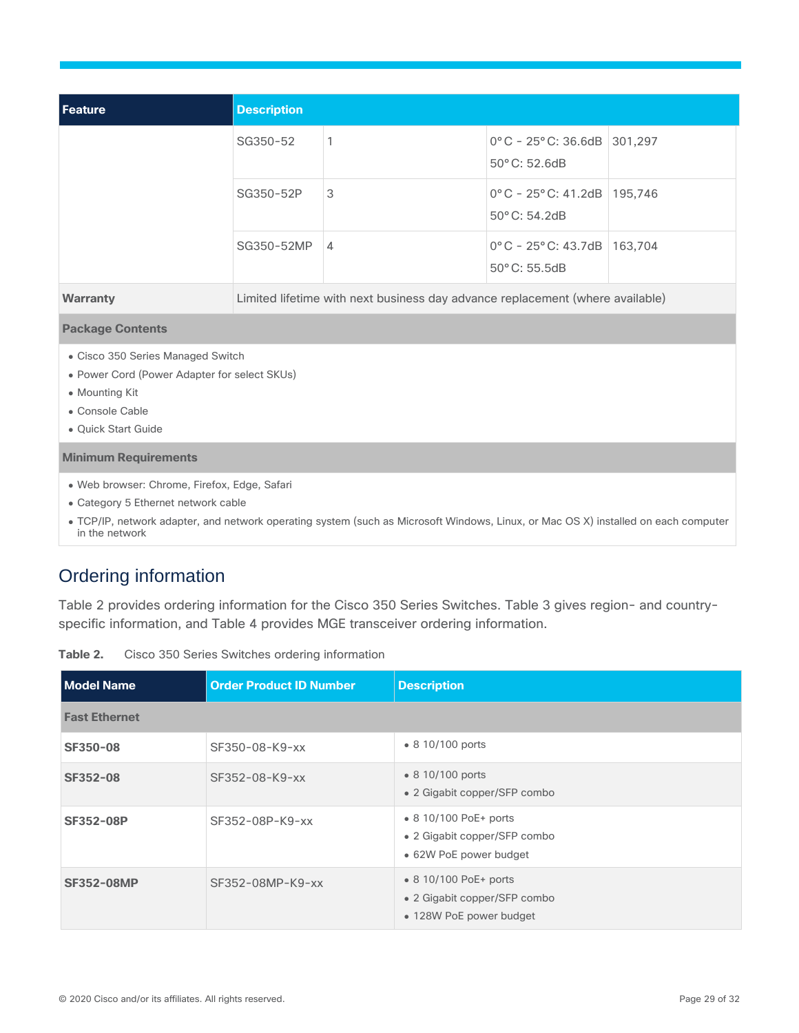| Feature | Description | | | |
|---|---|---|---|---|
| | SG350-52 | 1 | 0°C - 25°C: 36.6dB<br>50°C: 52.6dB | 301,297 |
| | SG350-52P | 3 | 0°C - 25°C: 41.2dB<br>50°C: 54.2dB | 195,746 |
| | SG350-52MP | 4 | 0°C - 25°C: 43.7dB<br>50°C: 55.5dB | 163,704 |
| **Warranty** | Limited lifetime with next business day advance replacement (where available) | | | |
| **Package Contents** | | | | |
| • Cisco 350 Series Managed Switch<br>• Power Cord (Power Adapter for select SKUs)<br>• Mounting Kit<br>• Console Cable<br>• Quick Start Guide | | | | |
| **Minimum Requirements** | | | | |
| • Web browser: Chrome, Firefox, Edge, Safari<br>• Category 5 Ethernet network cable<br>• TCP/IP, network adapter, and network operating system (such as Microsoft Windows, Linux, or Mac OS X) installed on each computer in the network | | | | |

## Ordering information

Table 2 provides ordering information for the Cisco 350 Series Switches. Table 3 gives region- and country-specific information, and Table 4 provides MGE transceiver ordering information.

**Table 2.** Cisco 350 Series Switches ordering information

| Model Name | Order Product ID Number | Description |
|---|---|---|
| **Fast Ethernet** | | |
| **SF350-08** | SF350-08-K9-xx | • 8 10/100 ports |
| **SF352-08** | SF352-08-K9-xx | • 8 10/100 ports<br>• 2 Gigabit copper/SFP combo |
| **SF352-08P** | SF352-08P-K9-xx | • 8 10/100 PoE+ ports<br>• 2 Gigabit copper/SFP combo<br>• 62W PoE power budget |
| **SF352-08MP** | SF352-08MP-K9-xx | • 8 10/100 PoE+ ports<br>• 2 Gigabit copper/SFP combo<br>• 128W PoE power budget |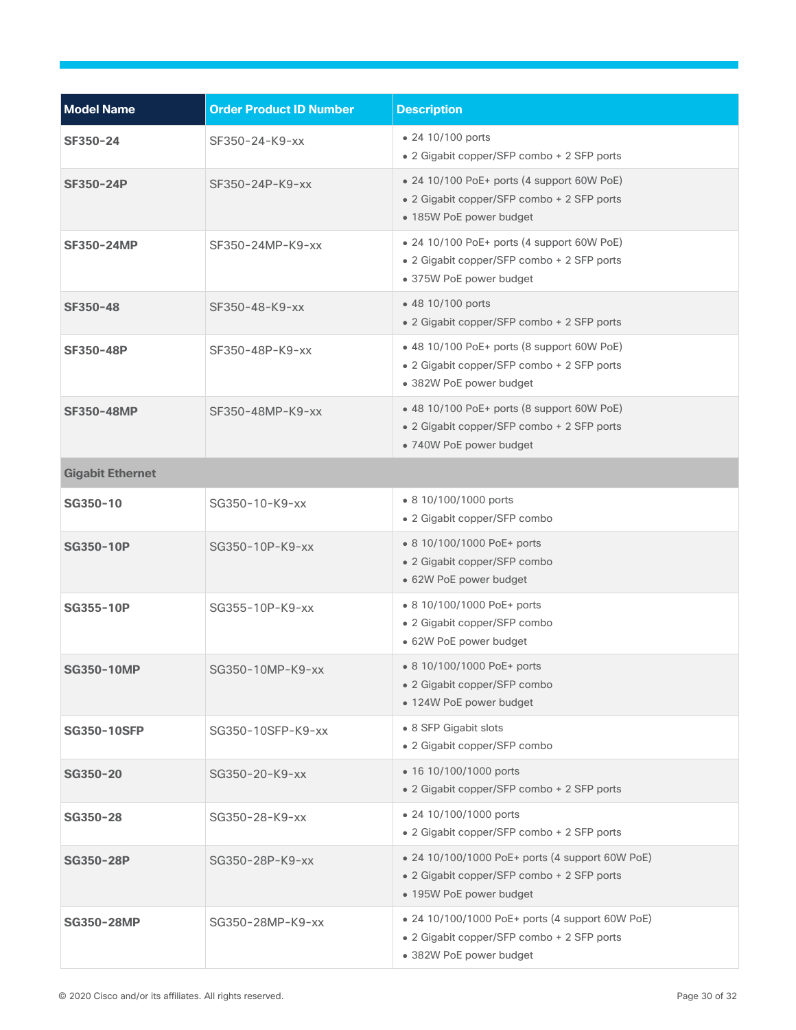| Model Name | Order Product ID Number | Description |
|---|---|---|
| **SF350-24** | SF350-24-K9-xx | • 24 10/100 ports<br>• 2 Gigabit copper/SFP combo + 2 SFP ports |
| **SF350-24P** | SF350-24P-K9-xx | • 24 10/100 PoE+ ports (4 support 60W PoE)<br>• 2 Gigabit copper/SFP combo + 2 SFP ports<br>• 185W PoE power budget |
| **SF350-24MP** | SF350-24MP-K9-xx | • 24 10/100 PoE+ ports (4 support 60W PoE)<br>• 2 Gigabit copper/SFP combo + 2 SFP ports<br>• 375W PoE power budget |
| **SF350-48** | SF350-48-K9-xx | • 48 10/100 ports<br>• 2 Gigabit copper/SFP combo + 2 SFP ports |
| **SF350-48P** | SF350-48P-K9-xx | • 48 10/100 PoE+ ports (8 support 60W PoE)<br>• 2 Gigabit copper/SFP combo + 2 SFP ports<br>• 382W PoE power budget |
| **SF350-48MP** | SF350-48MP-K9-xx | • 48 10/100 PoE+ ports (8 support 60W PoE)<br>• 2 Gigabit copper/SFP combo + 2 SFP ports<br>• 740W PoE power budget |
| **Gigabit Ethernet** | | |
| **SG350-10** | SG350-10-K9-xx | • 8 10/100/1000 ports<br>• 2 Gigabit copper/SFP combo |
| **SG350-10P** | SG350-10P-K9-xx | • 8 10/100/1000 PoE+ ports<br>• 2 Gigabit copper/SFP combo<br>• 62W PoE power budget |
| **SG355-10P** | SG355-10P-K9-xx | • 8 10/100/1000 PoE+ ports<br>• 2 Gigabit copper/SFP combo<br>• 62W PoE power budget |
| **SG350-10MP** | SG350-10MP-K9-xx | • 8 10/100/1000 PoE+ ports<br>• 2 Gigabit copper/SFP combo<br>• 124W PoE power budget |
| **SG350-10SFP** | SG350-10SFP-K9-xx | • 8 SFP Gigabit slots<br>• 2 Gigabit copper/SFP combo |
| **SG350-20** | SG350-20-K9-xx | • 16 10/100/1000 ports<br>• 2 Gigabit copper/SFP combo + 2 SFP ports |
| **SG350-28** | SG350-28-K9-xx | • 24 10/100/1000 ports<br>• 2 Gigabit copper/SFP combo + 2 SFP ports |
| **SG350-28P** | SG350-28P-K9-xx | • 24 10/100/1000 PoE+ ports (4 support 60W PoE)<br>• 2 Gigabit copper/SFP combo + 2 SFP ports<br>• 195W PoE power budget |
| **SG350-28MP** | SG350-28MP-K9-xx | • 24 10/100/1000 PoE+ ports (4 support 60W PoE)<br>• 2 Gigabit copper/SFP combo + 2 SFP ports<br>• 382W PoE power budget |

© 2020 Cisco and/or its affiliates. All rights reserved.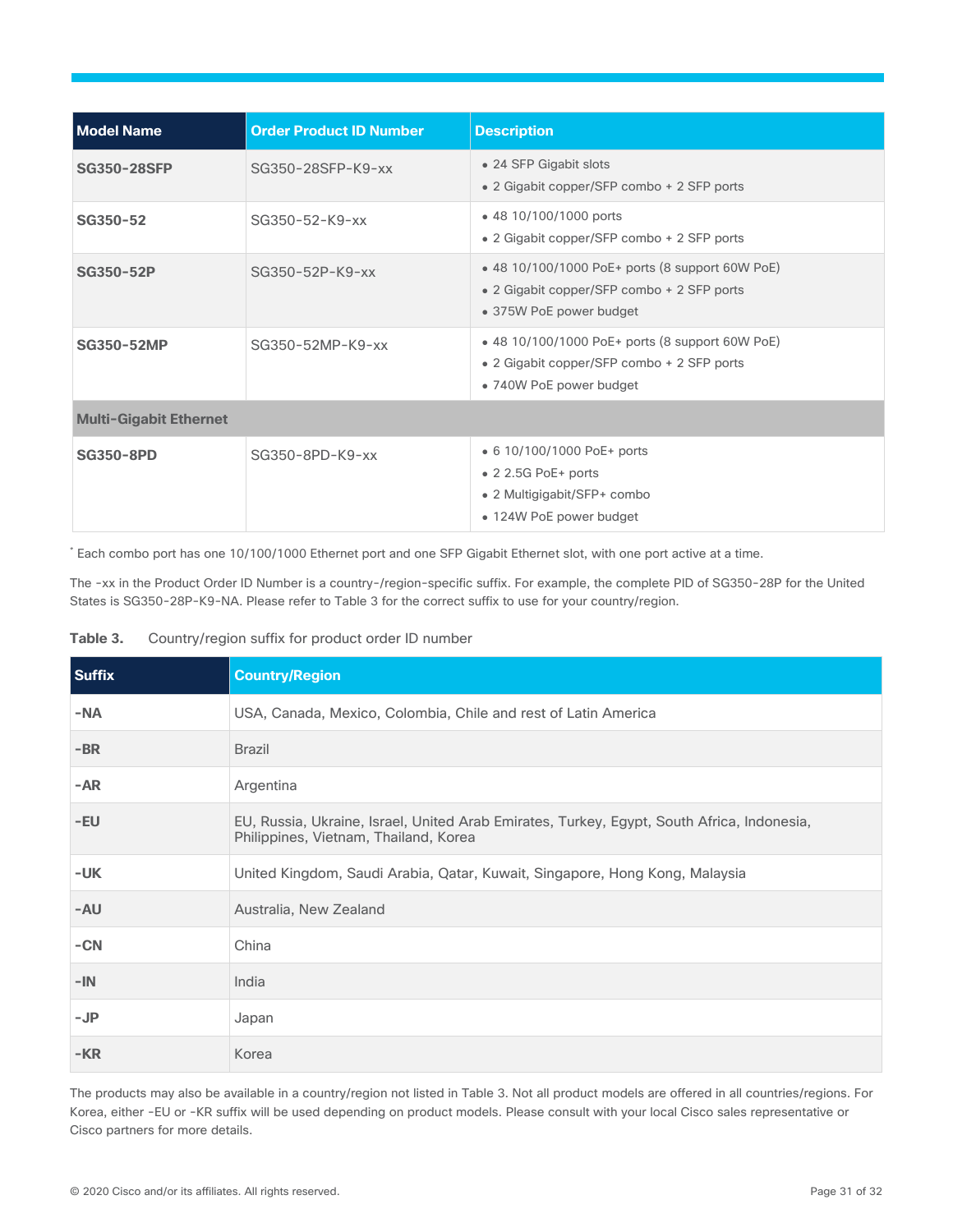| Model Name | Order Product ID Number | Description |
|---|---|---|
| **SG350-28SFP** | SG350-28SFP-K9-xx | • 24 SFP Gigabit slots<br>• 2 Gigabit copper/SFP combo + 2 SFP ports |
| **SG350-52** | SG350-52-K9-xx | • 48 10/100/1000 ports<br>• 2 Gigabit copper/SFP combo + 2 SFP ports |
| **SG350-52P** | SG350-52P-K9-xx | • 48 10/100/1000 PoE+ ports (8 support 60W PoE)<br>• 2 Gigabit copper/SFP combo + 2 SFP ports<br>• 375W PoE power budget |
| **SG350-52MP** | SG350-52MP-K9-xx | • 48 10/100/1000 PoE+ ports (8 support 60W PoE)<br>• 2 Gigabit copper/SFP combo + 2 SFP ports<br>• 740W PoE power budget |
| **Multi-Gigabit Ethernet** | | |
| **SG350-8PD** | SG350-8PD-K9-xx | • 6 10/100/1000 PoE+ ports<br>• 2 2.5G PoE+ ports<br>• 2 Multigigabit/SFP+ combo<br>• 124W PoE power budget |

[*] Each combo port has one 10/100/1000 Ethernet port and one SFP Gigabit Ethernet slot, with one port active at a time.

The -xx in the Product Order ID Number is a country-/region-specific suffix. For example, the complete PID of SG350-28P for the United States is SG350-28P-K9-NA. Please refer to Table 3 for the correct suffix to use for your country/region.

**Table 3.** Country/region suffix for product order ID number

| Suffix | Country/Region |
|---|---|
| **-NA** | USA, Canada, Mexico, Colombia, Chile and rest of Latin America |
| **-BR** | Brazil |
| **-AR** | Argentina |
| **-EU** | EU, Russia, Ukraine, Israel, United Arab Emirates, Turkey, Egypt, South Africa, Indonesia, Philippines, Vietnam, Thailand, Korea |
| **-UK** | United Kingdom, Saudi Arabia, Qatar, Kuwait, Singapore, Hong Kong, Malaysia |
| **-AU** | Australia, New Zealand |
| **-CN** | China |
| **-IN** | India |
| **-JP** | Japan |
| **-KR** | Korea |

The products may also be available in a country/region not listed in Table 3. Not all product models are offered in all countries/regions. For Korea, either -EU or -KR suffix will be used depending on product models. Please consult with your local Cisco sales representative or Cisco partners for more details.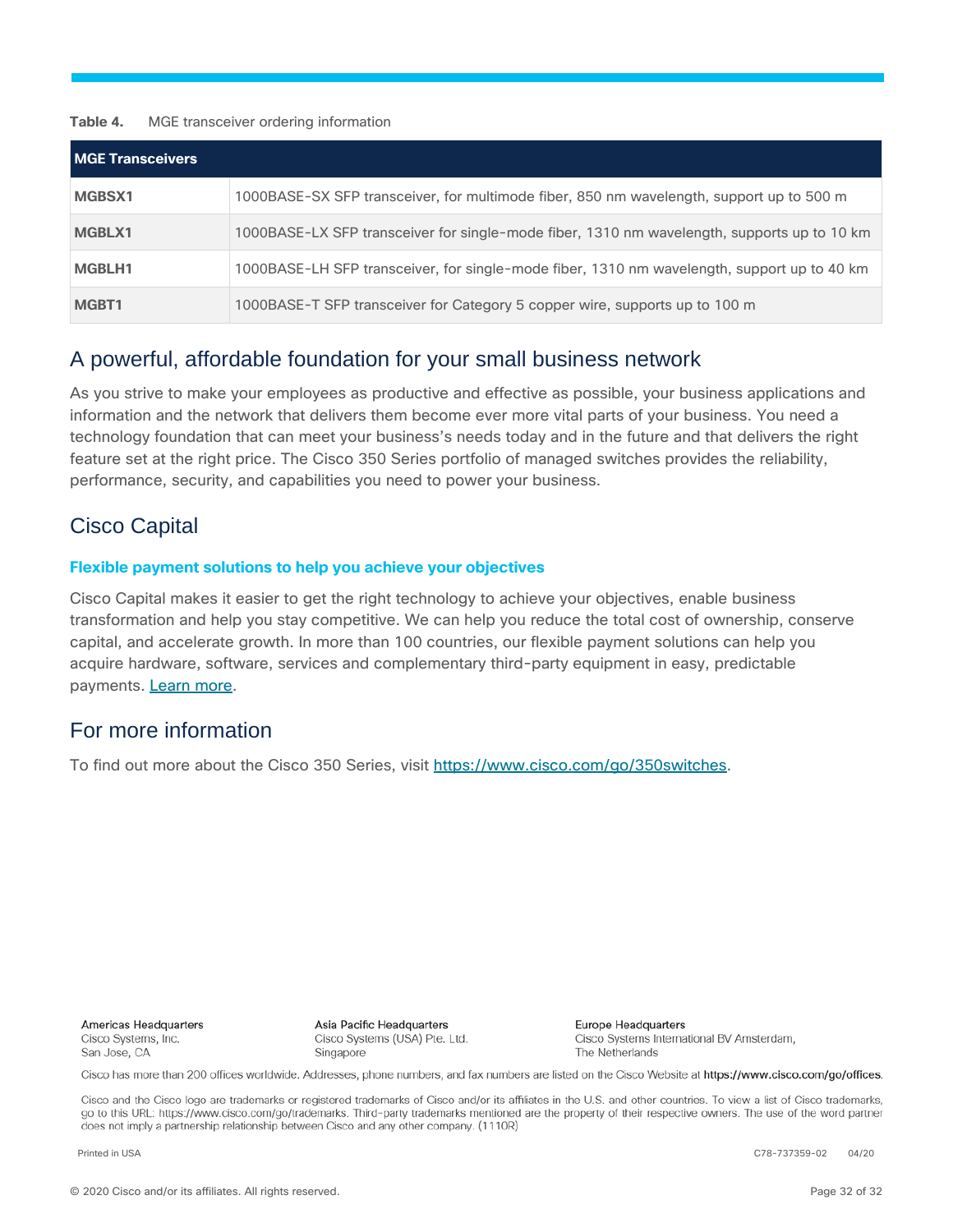**Table 4.** MGE transceiver ordering information

| MGE Transceivers | |
|---|---|
| **MGBSX1** | 1000BASE-SX SFP transceiver, for multimode fiber, 850 nm wavelength, support up to 500 m |
| **MGBLX1** | 1000BASE-LX SFP transceiver for single-mode fiber, 1310 nm wavelength, supports up to 10 km |
| **MGBLH1** | 1000BASE-LH SFP transceiver, for single-mode fiber, 1310 nm wavelength, support up to 40 km |
| **MGBT1** | 1000BASE-T SFP transceiver for Category 5 copper wire, supports up to 100 m |

## A powerful, affordable foundation for your small business network

As you strive to make your employees as productive and effective as possible, your business applications and information and the network that delivers them become ever more vital parts of your business. You need a technology foundation that can meet your business's needs today and in the future and that delivers the right feature set at the right price. The Cisco 350 Series portfolio of managed switches provides the reliability, performance, security, and capabilities you need to power your business.

## Cisco Capital

### Flexible payment solutions to help you achieve your objectives

Cisco Capital makes it easier to get the right technology to achieve your objectives, enable business transformation and help you stay competitive. We can help you reduce the total cost of ownership, conserve capital, and accelerate growth. In more than 100 countries, our flexible payment solutions can help you acquire hardware, software, services and complementary third-party equipment in easy, predictable payments. Learn more.

## For more information

To find out more about the Cisco 350 Series, visit https://www.cisco.com/go/350switches.

Americas Headquarters
Cisco Systems, Inc.
San Jose, CA

Asia Pacific Headquarters
Cisco Systems (USA) Pte. Ltd.
Singapore

Europe Headquarters
Cisco Systems International BV Amsterdam,
The Netherlands

Cisco has more than 200 offices worldwide. Addresses, phone numbers, and fax numbers are listed on the Cisco Website at https://www.cisco.com/go/offices.

Cisco and the Cisco logo are trademarks or registered trademarks of Cisco and/or its affiliates in the U.S. and other countries. To view a list of Cisco trademarks, go to this URL: https://www.cisco.com/go/trademarks. Third-party trademarks mentioned are the property of their respective owners. The use of the word partner does not imply a partnership relationship between Cisco and any other company. (1110R)

Printed in USA C78-737359-02 04/20

© 2020 Cisco and/or its affiliates. All rights reserved.